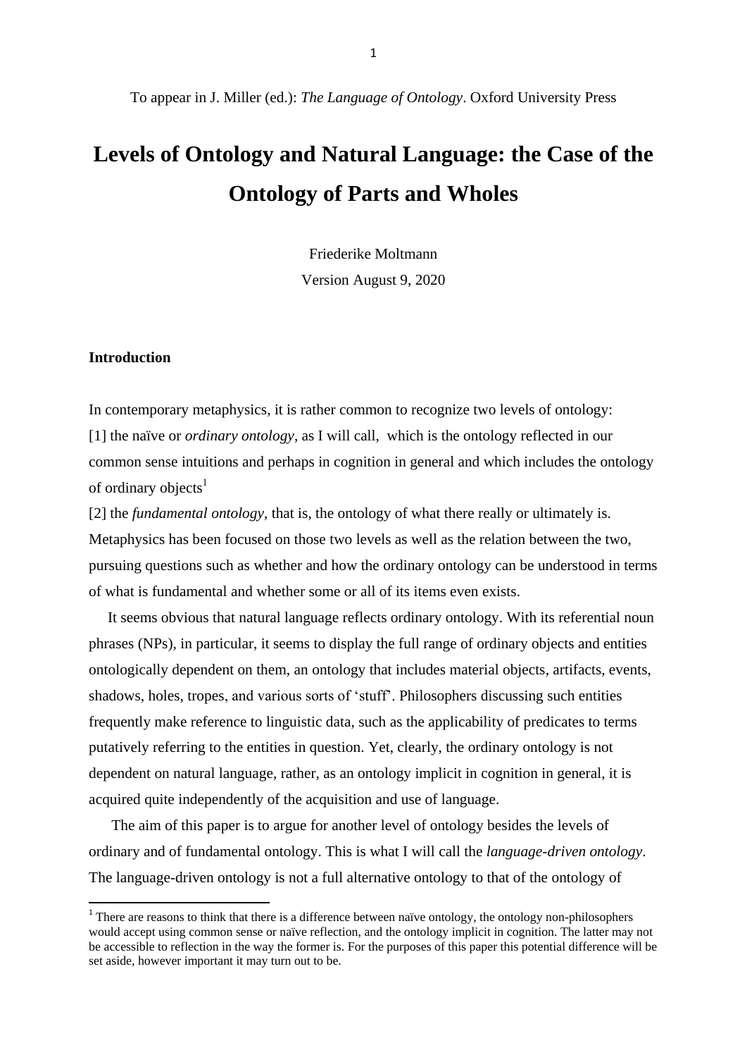To appear in J. Miller (ed.): *The Language of Ontology*. Oxford University Press

# Levels of Ontology and Natural Language: the Case of the Ontology of Parts and Wholes

Friederike Moltmann

Version August 9, 2020

## Introduction

In contemporary metaphysics, it is rather common to recognize two levels of ontology:
[1] the naïve or *ordinary ontology*, as I will call, which is the ontology reflected in our common sense intuitions and perhaps in cognition in general and which includes the ontology of ordinary objects[1]
[2] the *fundamental ontology*, that is, the ontology of what there really or ultimately is.
Metaphysics has been focused on those two levels as well as the relation between the two, pursuing questions such as whether and how the ordinary ontology can be understood in terms of what is fundamental and whether some or all of its items even exists.

It seems obvious that natural language reflects ordinary ontology. With its referential noun phrases (NPs), in particular, it seems to display the full range of ordinary objects and entities ontologically dependent on them, an ontology that includes material objects, artifacts, events, shadows, holes, tropes, and various sorts of 'stuff'. Philosophers discussing such entities frequently make reference to linguistic data, such as the applicability of predicates to terms putatively referring to the entities in question. Yet, clearly, the ordinary ontology is not dependent on natural language, rather, as an ontology implicit in cognition in general, it is acquired quite independently of the acquisition and use of language.

The aim of this paper is to argue for another level of ontology besides the levels of ordinary and of fundamental ontology. This is what I will call the *language-driven ontology*. The language-driven ontology is not a full alternative ontology to that of the ontology of

[1] There are reasons to think that there is a difference between naïve ontology, the ontology non-philosophers would accept using common sense or naïve reflection, and the ontology implicit in cognition. The latter may not be accessible to reflection in the way the former is. For the purposes of this paper this potential difference will be set aside, however important it may turn out to be.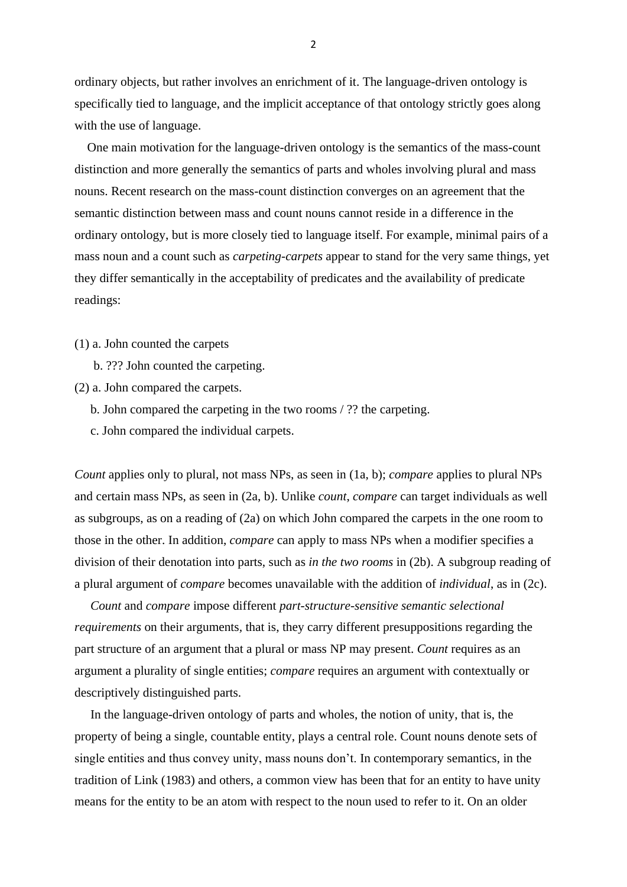ordinary objects, but rather involves an enrichment of it. The language-driven ontology is specifically tied to language, and the implicit acceptance of that ontology strictly goes along with the use of language.

One main motivation for the language-driven ontology is the semantics of the mass-count distinction and more generally the semantics of parts and wholes involving plural and mass nouns. Recent research on the mass-count distinction converges on an agreement that the semantic distinction between mass and count nouns cannot reside in a difference in the ordinary ontology, but is more closely tied to language itself. For example, minimal pairs of a mass noun and a count such as *carpeting-carpets* appear to stand for the very same things, yet they differ semantically in the acceptability of predicates and the availability of predicate readings:

(1) a. John counted the carpets
 b. ??? John counted the carpeting.

(2) a. John compared the carpets.
 b. John compared the carpeting in the two rooms / ?? the carpeting.
 c. John compared the individual carpets.

*Count* applies only to plural, not mass NPs, as seen in (1a, b); *compare* applies to plural NPs and certain mass NPs, as seen in (2a, b). Unlike *count*, *compare* can target individuals as well as subgroups, as on a reading of (2a) on which John compared the carpets in the one room to those in the other. In addition, *compare* can apply to mass NPs when a modifier specifies a division of their denotation into parts, such as *in the two rooms* in (2b). A subgroup reading of a plural argument of *compare* becomes unavailable with the addition of *individual*, as in (2c).

*Count* and *compare* impose different *part-structure-sensitive semantic selectional requirements* on their arguments, that is, they carry different presuppositions regarding the part structure of an argument that a plural or mass NP may present. *Count* requires as an argument a plurality of single entities; *compare* requires an argument with contextually or descriptively distinguished parts.

In the language-driven ontology of parts and wholes, the notion of unity, that is, the property of being a single, countable entity, plays a central role. Count nouns denote sets of single entities and thus convey unity, mass nouns don't. In contemporary semantics, in the tradition of Link (1983) and others, a common view has been that for an entity to have unity means for the entity to be an atom with respect to the noun used to refer to it. On an older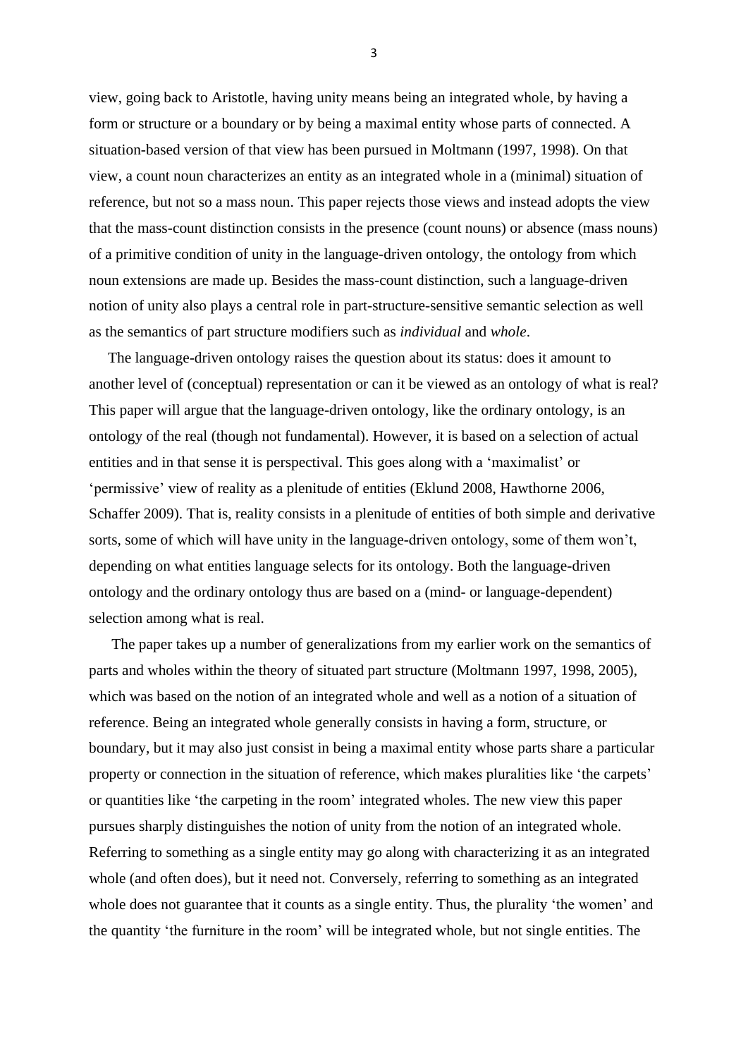view, going back to Aristotle, having unity means being an integrated whole, by having a form or structure or a boundary or by being a maximal entity whose parts of connected. A situation-based version of that view has been pursued in Moltmann (1997, 1998). On that view, a count noun characterizes an entity as an integrated whole in a (minimal) situation of reference, but not so a mass noun. This paper rejects those views and instead adopts the view that the mass-count distinction consists in the presence (count nouns) or absence (mass nouns) of a primitive condition of unity in the language-driven ontology, the ontology from which noun extensions are made up. Besides the mass-count distinction, such a language-driven notion of unity also plays a central role in part-structure-sensitive semantic selection as well as the semantics of part structure modifiers such as *individual* and *whole*.

The language-driven ontology raises the question about its status: does it amount to another level of (conceptual) representation or can it be viewed as an ontology of what is real? This paper will argue that the language-driven ontology, like the ordinary ontology, is an ontology of the real (though not fundamental). However, it is based on a selection of actual entities and in that sense it is perspectival. This goes along with a 'maximalist' or 'permissive' view of reality as a plenitude of entities (Eklund 2008, Hawthorne 2006, Schaffer 2009). That is, reality consists in a plenitude of entities of both simple and derivative sorts, some of which will have unity in the language-driven ontology, some of them won't, depending on what entities language selects for its ontology. Both the language-driven ontology and the ordinary ontology thus are based on a (mind- or language-dependent) selection among what is real.

The paper takes up a number of generalizations from my earlier work on the semantics of parts and wholes within the theory of situated part structure (Moltmann 1997, 1998, 2005), which was based on the notion of an integrated whole and well as a notion of a situation of reference. Being an integrated whole generally consists in having a form, structure, or boundary, but it may also just consist in being a maximal entity whose parts share a particular property or connection in the situation of reference, which makes pluralities like 'the carpets' or quantities like 'the carpeting in the room' integrated wholes. The new view this paper pursues sharply distinguishes the notion of unity from the notion of an integrated whole. Referring to something as a single entity may go along with characterizing it as an integrated whole (and often does), but it need not. Conversely, referring to something as an integrated whole does not guarantee that it counts as a single entity. Thus, the plurality 'the women' and the quantity 'the furniture in the room' will be integrated whole, but not single entities. The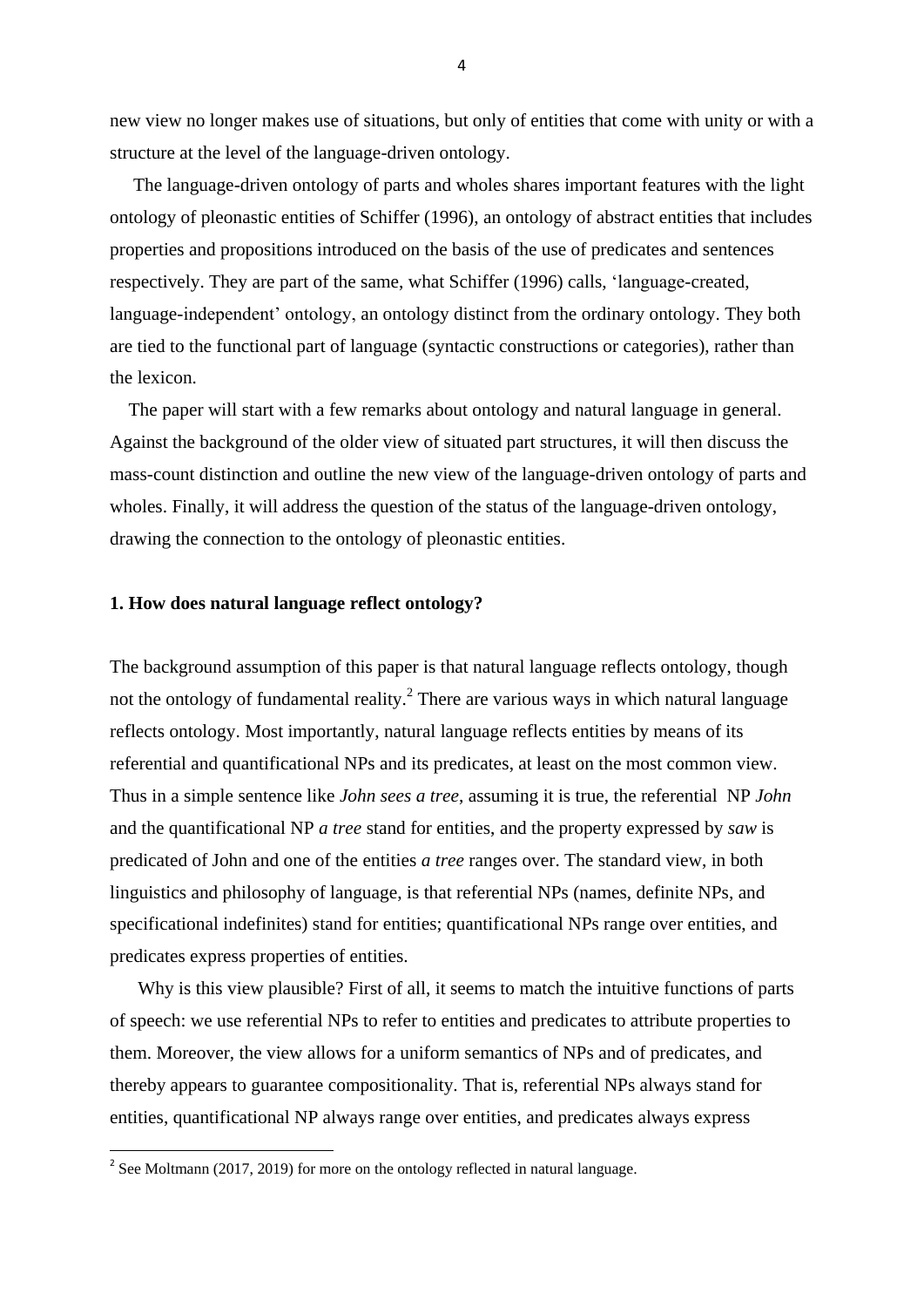new view no longer makes use of situations, but only of entities that come with unity or with a structure at the level of the language-driven ontology.

The language-driven ontology of parts and wholes shares important features with the light ontology of pleonastic entities of Schiffer (1996), an ontology of abstract entities that includes properties and propositions introduced on the basis of the use of predicates and sentences respectively. They are part of the same, what Schiffer (1996) calls, 'language-created, language-independent' ontology, an ontology distinct from the ordinary ontology. They both are tied to the functional part of language (syntactic constructions or categories), rather than the lexicon.

The paper will start with a few remarks about ontology and natural language in general. Against the background of the older view of situated part structures, it will then discuss the mass-count distinction and outline the new view of the language-driven ontology of parts and wholes. Finally, it will address the question of the status of the language-driven ontology, drawing the connection to the ontology of pleonastic entities.

## 1. How does natural language reflect ontology?

The background assumption of this paper is that natural language reflects ontology, though not the ontology of fundamental reality.[2] There are various ways in which natural language reflects ontology. Most importantly, natural language reflects entities by means of its referential and quantificational NPs and its predicates, at least on the most common view. Thus in a simple sentence like *John sees a tree*, assuming it is true, the referential NP *John* and the quantificational NP *a tree* stand for entities, and the property expressed by *saw* is predicated of John and one of the entities *a tree* ranges over. The standard view, in both linguistics and philosophy of language, is that referential NPs (names, definite NPs, and specificational indefinites) stand for entities; quantificational NPs range over entities, and predicates express properties of entities.

Why is this view plausible? First of all, it seems to match the intuitive functions of parts of speech: we use referential NPs to refer to entities and predicates to attribute properties to them. Moreover, the view allows for a uniform semantics of NPs and of predicates, and thereby appears to guarantee compositionality. That is, referential NPs always stand for entities, quantificational NP always range over entities, and predicates always express

[2] See Moltmann (2017, 2019) for more on the ontology reflected in natural language.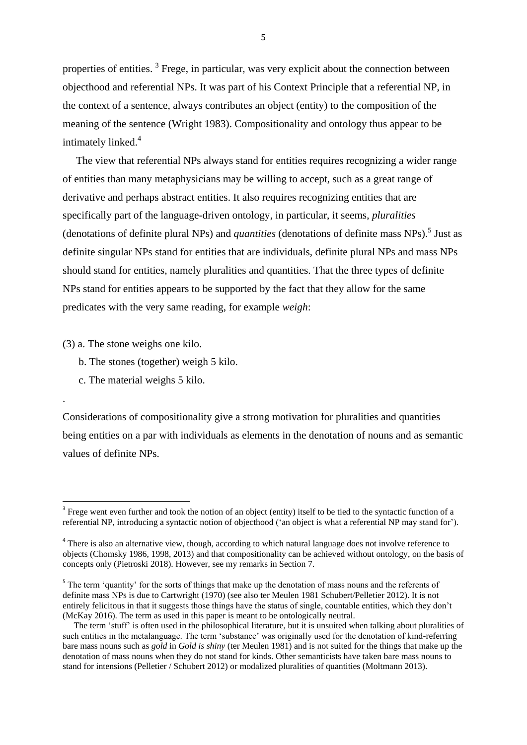properties of entities. [3] Frege, in particular, was very explicit about the connection between objecthood and referential NPs. It was part of his Context Principle that a referential NP, in the context of a sentence, always contributes an object (entity) to the composition of the meaning of the sentence (Wright 1983). Compositionality and ontology thus appear to be intimately linked.[4]

The view that referential NPs always stand for entities requires recognizing a wider range of entities than many metaphysicians may be willing to accept, such as a great range of derivative and perhaps abstract entities. It also requires recognizing entities that are specifically part of the language-driven ontology, in particular, it seems, *pluralities* (denotations of definite plural NPs) and *quantities* (denotations of definite mass NPs).[5] Just as definite singular NPs stand for entities that are individuals, definite plural NPs and mass NPs should stand for entities, namely pluralities and quantities. That the three types of definite NPs stand for entities appears to be supported by the fact that they allow for the same predicates with the very same reading, for example *weigh*:

(3) a. The stone weighs one kilo.

b. The stones (together) weigh 5 kilo.

c. The material weighs 5 kilo.

.

Considerations of compositionality give a strong motivation for pluralities and quantities being entities on a par with individuals as elements in the denotation of nouns and as semantic values of definite NPs.

---

[3] Frege went even further and took the notion of an object (entity) itself to be tied to the syntactic function of a referential NP, introducing a syntactic notion of objecthood ('an object is what a referential NP may stand for').

[4] There is also an alternative view, though, according to which natural language does not involve reference to objects (Chomsky 1986, 1998, 2013) and that compositionality can be achieved without ontology, on the basis of concepts only (Pietroski 2018). However, see my remarks in Section 7.

[5] The term 'quantity' for the sorts of things that make up the denotation of mass nouns and the referents of definite mass NPs is due to Cartwright (1970) (see also ter Meulen 1981 Schubert/Pelletier 2012). It is not entirely felicitous in that it suggests those things have the status of single, countable entities, which they don't (McKay 2016). The term as used in this paper is meant to be ontologically neutral.

The term 'stuff' is often used in the philosophical literature, but it is unsuited when talking about pluralities of such entities in the metalanguage. The term 'substance' was originally used for the denotation of kind-referring bare mass nouns such as *gold* in *Gold is shiny* (ter Meulen 1981) and is not suited for the things that make up the denotation of mass nouns when they do not stand for kinds. Other semanticists have taken bare mass nouns to stand for intensions (Pelletier / Schubert 2012) or modalized pluralities of quantities (Moltmann 2013).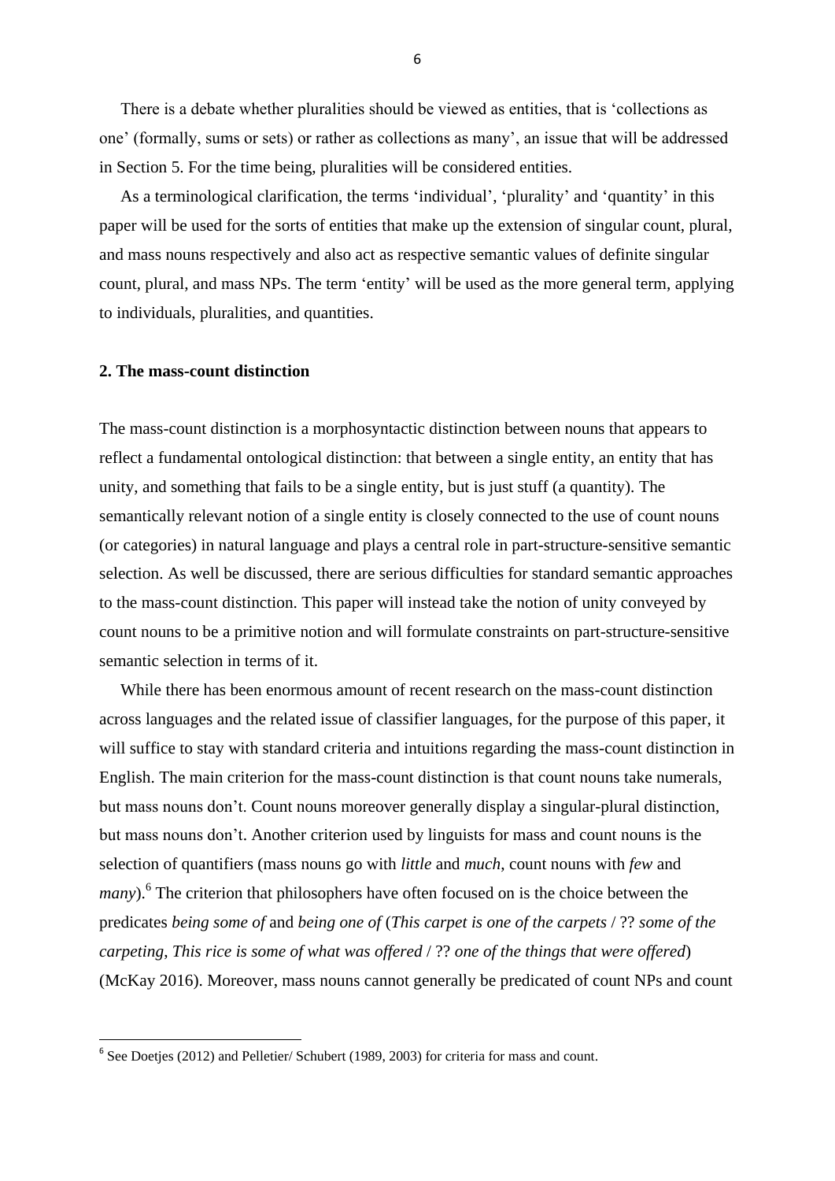There is a debate whether pluralities should be viewed as entities, that is 'collections as one' (formally, sums or sets) or rather as collections as many', an issue that will be addressed in Section 5. For the time being, pluralities will be considered entities.

As a terminological clarification, the terms 'individual', 'plurality' and 'quantity' in this paper will be used for the sorts of entities that make up the extension of singular count, plural, and mass nouns respectively and also act as respective semantic values of definite singular count, plural, and mass NPs. The term 'entity' will be used as the more general term, applying to individuals, pluralities, and quantities.

## 2. The mass-count distinction

The mass-count distinction is a morphosyntactic distinction between nouns that appears to reflect a fundamental ontological distinction: that between a single entity, an entity that has unity, and something that fails to be a single entity, but is just stuff (a quantity). The semantically relevant notion of a single entity is closely connected to the use of count nouns (or categories) in natural language and plays a central role in part-structure-sensitive semantic selection. As well be discussed, there are serious difficulties for standard semantic approaches to the mass-count distinction. This paper will instead take the notion of unity conveyed by count nouns to be a primitive notion and will formulate constraints on part-structure-sensitive semantic selection in terms of it.

While there has been enormous amount of recent research on the mass-count distinction across languages and the related issue of classifier languages, for the purpose of this paper, it will suffice to stay with standard criteria and intuitions regarding the mass-count distinction in English. The main criterion for the mass-count distinction is that count nouns take numerals, but mass nouns don't. Count nouns moreover generally display a singular-plural distinction, but mass nouns don't. Another criterion used by linguists for mass and count nouns is the selection of quantifiers (mass nouns go with *little* and *much*, count nouns with *few* and *many*).[6] The criterion that philosophers have often focused on is the choice between the predicates *being some of* and *being one of* (*This carpet is one of the carpets* / ?? *some of the carpeting*, *This rice is some of what was offered* / ?? *one of the things that were offered*) (McKay 2016). Moreover, mass nouns cannot generally be predicated of count NPs and count

[6] See Doetjes (2012) and Pelletier/ Schubert (1989, 2003) for criteria for mass and count.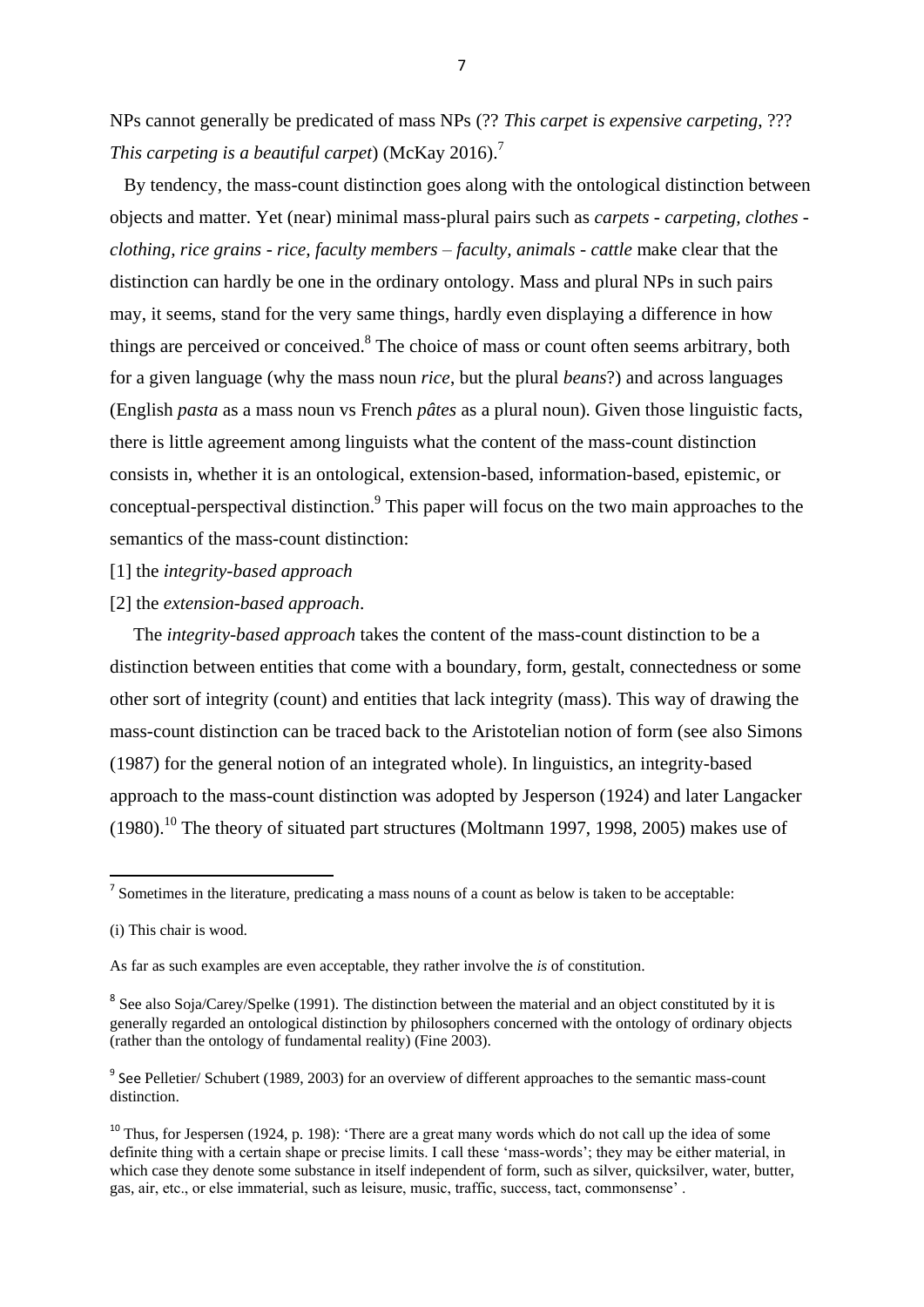NPs cannot generally be predicated of mass NPs (?? *This carpet is expensive carpeting*, ??? *This carpeting is a beautiful carpet*) (McKay 2016).[7]

By tendency, the mass-count distinction goes along with the ontological distinction between objects and matter. Yet (near) minimal mass-plural pairs such as *carpets - carpeting, clothes - clothing, rice grains - rice, faculty members – faculty, animals - cattle* make clear that the distinction can hardly be one in the ordinary ontology. Mass and plural NPs in such pairs may, it seems, stand for the very same things, hardly even displaying a difference in how things are perceived or conceived.[8] The choice of mass or count often seems arbitrary, both for a given language (why the mass noun *rice*, but the plural *beans*?) and across languages (English *pasta* as a mass noun vs French *pâtes* as a plural noun). Given those linguistic facts, there is little agreement among linguists what the content of the mass-count distinction consists in, whether it is an ontological, extension-based, information-based, epistemic, or conceptual-perspectival distinction.[9] This paper will focus on the two main approaches to the semantics of the mass-count distinction:

[1] the *integrity-based approach*

[2] the *extension-based approach*.

The *integrity-based approach* takes the content of the mass-count distinction to be a distinction between entities that come with a boundary, form, gestalt, connectedness or some other sort of integrity (count) and entities that lack integrity (mass). This way of drawing the mass-count distinction can be traced back to the Aristotelian notion of form (see also Simons (1987) for the general notion of an integrated whole). In linguistics, an integrity-based approach to the mass-count distinction was adopted by Jesperson (1924) and later Langacker (1980).[10] The theory of situated part structures (Moltmann 1997, 1998, 2005) makes use of

---

[7] Sometimes in the literature, predicating a mass nouns of a count as below is taken to be acceptable:

(i) This chair is wood.

As far as such examples are even acceptable, they rather involve the *is* of constitution.

[8] See also Soja/Carey/Spelke (1991). The distinction between the material and an object constituted by it is generally regarded an ontological distinction by philosophers concerned with the ontology of ordinary objects (rather than the ontology of fundamental reality) (Fine 2003).

[9] See Pelletier/ Schubert (1989, 2003) for an overview of different approaches to the semantic mass-count distinction.

[10] Thus, for Jespersen (1924, p. 198): 'There are a great many words which do not call up the idea of some definite thing with a certain shape or precise limits. I call these 'mass-words'; they may be either material, in which case they denote some substance in itself independent of form, such as silver, quicksilver, water, butter, gas, air, etc., or else immaterial, such as leisure, music, traffic, success, tact, commonsense' .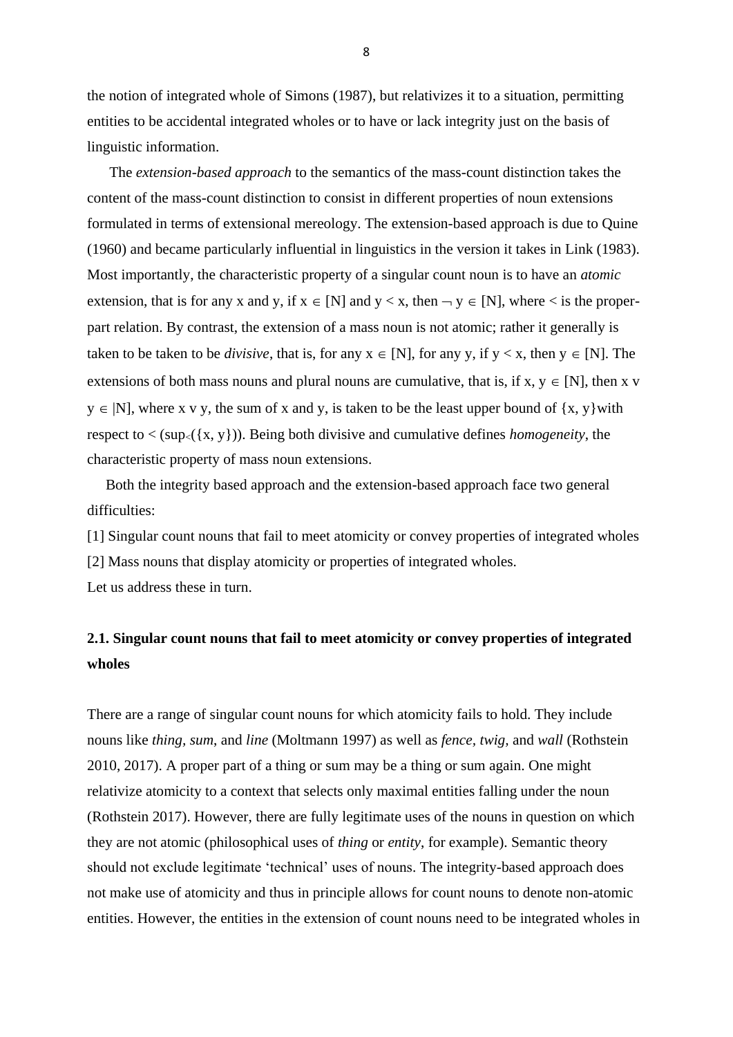the notion of integrated whole of Simons (1987), but relativizes it to a situation, permitting entities to be accidental integrated wholes or to have or lack integrity just on the basis of linguistic information.

The *extension-based approach* to the semantics of the mass-count distinction takes the content of the mass-count distinction to consist in different properties of noun extensions formulated in terms of extensional mereology. The extension-based approach is due to Quine (1960) and became particularly influential in linguistics in the version it takes in Link (1983). Most importantly, the characteristic property of a singular count noun is to have an *atomic* extension, that is for any x and y, if $x \in [N]$ and $y < x$, then $\neg\, y \in [N]$, where $<$ is the proper-part relation. By contrast, the extension of a mass noun is not atomic; rather it generally is taken to be taken to be *divisive*, that is, for any $x \in [N]$, for any y, if $y < x$, then $y \in [N]$. The extensions of both mass nouns and plural nouns are cumulative, that is, if $x, y \in [N]$, then $x \vee y \in |N]$, where $x \vee y$, the sum of x and y, is taken to be the least upper bound of $\{x, y\}$with respect to $<$ ($sup_<(\{x, y\})$). Being both divisive and cumulative defines *homogeneity*, the characteristic property of mass noun extensions.

Both the integrity based approach and the extension-based approach face two general difficulties:

[1] Singular count nouns that fail to meet atomicity or convey properties of integrated wholes
[2] Mass nouns that display atomicity or properties of integrated wholes.
Let us address these in turn.

## 2.1. Singular count nouns that fail to meet atomicity or convey properties of integrated wholes

There are a range of singular count nouns for which atomicity fails to hold. They include nouns like *thing*, *sum*, and *line* (Moltmann 1997) as well as *fence*, *twig*, and *wall* (Rothstein 2010, 2017). A proper part of a thing or sum may be a thing or sum again. One might relativize atomicity to a context that selects only maximal entities falling under the noun (Rothstein 2017). However, there are fully legitimate uses of the nouns in question on which they are not atomic (philosophical uses of *thing* or *entity*, for example). Semantic theory should not exclude legitimate 'technical' uses of nouns. The integrity-based approach does not make use of atomicity and thus in principle allows for count nouns to denote non-atomic entities. However, the entities in the extension of count nouns need to be integrated wholes in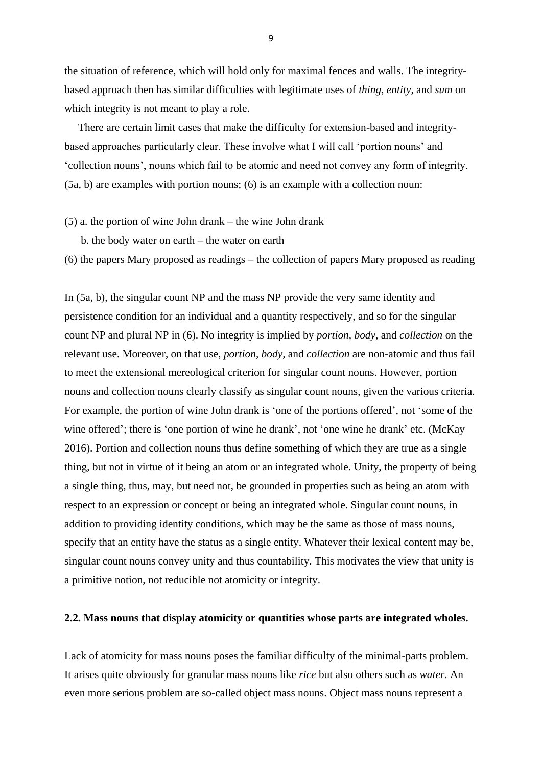the situation of reference, which will hold only for maximal fences and walls. The integrity-based approach then has similar difficulties with legitimate uses of *thing*, *entity*, and *sum* on which integrity is not meant to play a role.

There are certain limit cases that make the difficulty for extension-based and integrity-based approaches particularly clear. These involve what I will call 'portion nouns' and 'collection nouns', nouns which fail to be atomic and need not convey any form of integrity. (5a, b) are examples with portion nouns; (6) is an example with a collection noun:

(5) a. the portion of wine John drank – the wine John drank

b. the body water on earth – the water on earth

(6) the papers Mary proposed as readings – the collection of papers Mary proposed as reading

In (5a, b), the singular count NP and the mass NP provide the very same identity and persistence condition for an individual and a quantity respectively, and so for the singular count NP and plural NP in (6). No integrity is implied by *portion*, *body*, and *collection* on the relevant use. Moreover, on that use, *portion*, *body*, and *collection* are non-atomic and thus fail to meet the extensional mereological criterion for singular count nouns. However, portion nouns and collection nouns clearly classify as singular count nouns, given the various criteria. For example, the portion of wine John drank is 'one of the portions offered', not 'some of the wine offered'; there is 'one portion of wine he drank', not 'one wine he drank' etc. (McKay 2016). Portion and collection nouns thus define something of which they are true as a single thing, but not in virtue of it being an atom or an integrated whole. Unity, the property of being a single thing, thus, may, but need not, be grounded in properties such as being an atom with respect to an expression or concept or being an integrated whole. Singular count nouns, in addition to providing identity conditions, which may be the same as those of mass nouns, specify that an entity have the status as a single entity. Whatever their lexical content may be, singular count nouns convey unity and thus countability. This motivates the view that unity is a primitive notion, not reducible not atomicity or integrity.

### 2.2. Mass nouns that display atomicity or quantities whose parts are integrated wholes.

Lack of atomicity for mass nouns poses the familiar difficulty of the minimal-parts problem. It arises quite obviously for granular mass nouns like *rice* but also others such as *water*. An even more serious problem are so-called object mass nouns. Object mass nouns represent a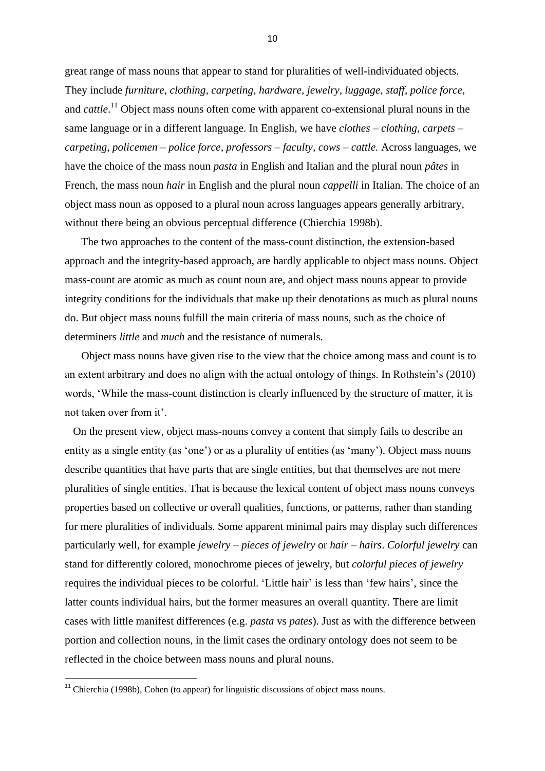great range of mass nouns that appear to stand for pluralities of well-individuated objects. They include *furniture*, *clothing, carpeting, hardware, jewelry, luggage, staff*, *police force*, and *cattle*.[11] Object mass nouns often come with apparent co-extensional plural nouns in the same language or in a different language. In English, we have *clothes* – *clothing*, *carpets* – *carpeting*, *policemen* – *police force*, *professors* – *faculty*, *cows* – *cattle.* Across languages, we have the choice of the mass noun *pasta* in English and Italian and the plural noun *pâtes* in French, the mass noun *hair* in English and the plural noun *cappelli* in Italian. The choice of an object mass noun as opposed to a plural noun across languages appears generally arbitrary, without there being an obvious perceptual difference (Chierchia 1998b).

The two approaches to the content of the mass-count distinction, the extension-based approach and the integrity-based approach, are hardly applicable to object mass nouns. Object mass-count are atomic as much as count noun are, and object mass nouns appear to provide integrity conditions for the individuals that make up their denotations as much as plural nouns do. But object mass nouns fulfill the main criteria of mass nouns, such as the choice of determiners *little* and *much* and the resistance of numerals.

Object mass nouns have given rise to the view that the choice among mass and count is to an extent arbitrary and does no align with the actual ontology of things. In Rothstein's (2010) words, 'While the mass-count distinction is clearly influenced by the structure of matter, it is not taken over from it'.

On the present view, object mass-nouns convey a content that simply fails to describe an entity as a single entity (as 'one') or as a plurality of entities (as 'many'). Object mass nouns describe quantities that have parts that are single entities, but that themselves are not mere pluralities of single entities. That is because the lexical content of object mass nouns conveys properties based on collective or overall qualities, functions, or patterns, rather than standing for mere pluralities of individuals. Some apparent minimal pairs may display such differences particularly well, for example *jewelry* – *pieces of jewelry* or *hair* – *hairs*. *Colorful jewelry* can stand for differently colored, monochrome pieces of jewelry, but *colorful pieces of jewelry* requires the individual pieces to be colorful. 'Little hair' is less than 'few hairs', since the latter counts individual hairs, but the former measures an overall quantity. There are limit cases with little manifest differences (e.g. *pasta* vs *pates*). Just as with the difference between portion and collection nouns, in the limit cases the ordinary ontology does not seem to be reflected in the choice between mass nouns and plural nouns.

[11] Chierchia (1998b), Cohen (to appear) for linguistic discussions of object mass nouns.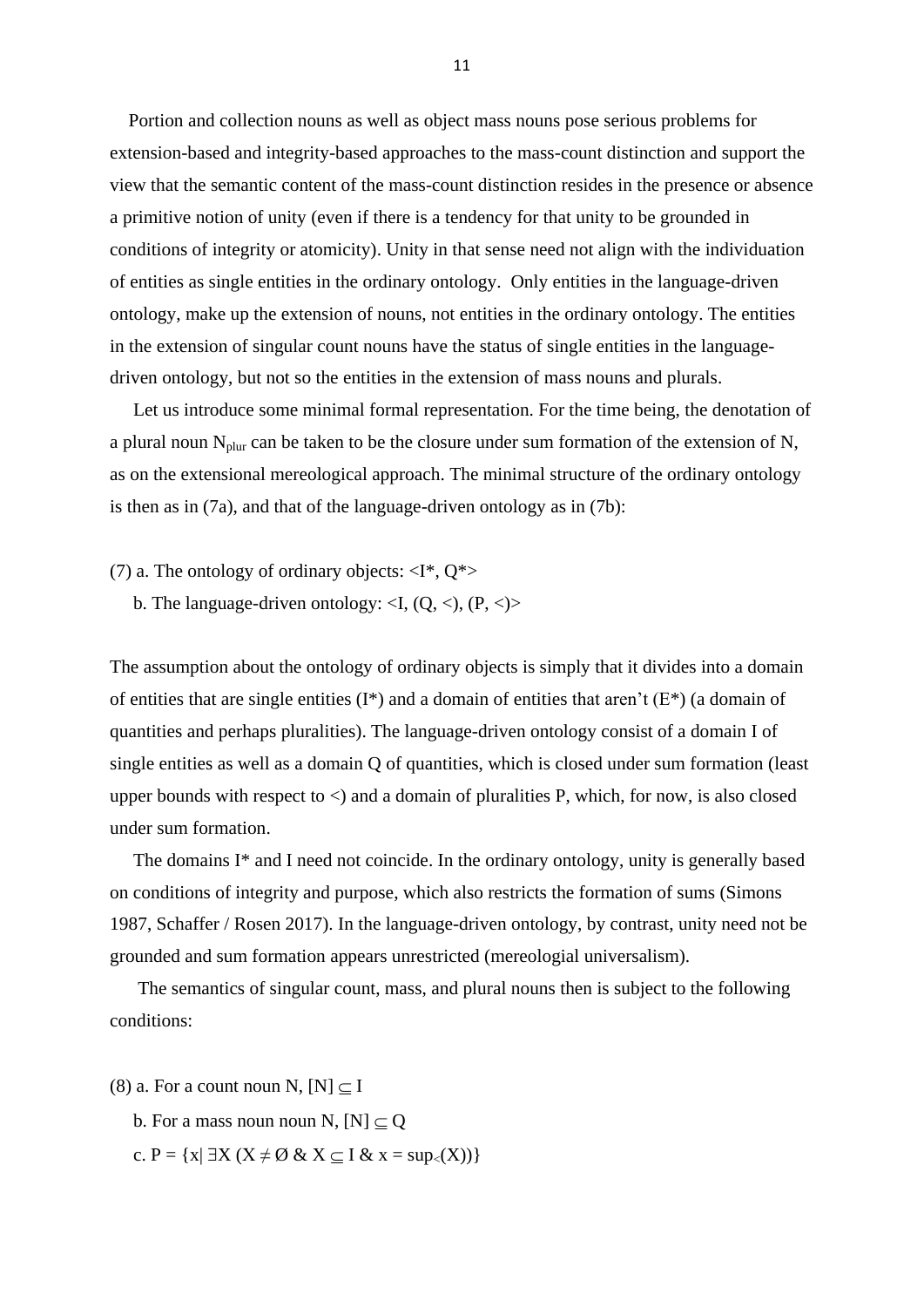Portion and collection nouns as well as object mass nouns pose serious problems for extension-based and integrity-based approaches to the mass-count distinction and support the view that the semantic content of the mass-count distinction resides in the presence or absence a primitive notion of unity (even if there is a tendency for that unity to be grounded in conditions of integrity or atomicity). Unity in that sense need not align with the individuation of entities as single entities in the ordinary ontology. Only entities in the language-driven ontology, make up the extension of nouns, not entities in the ordinary ontology. The entities in the extension of singular count nouns have the status of single entities in the language-driven ontology, but not so the entities in the extension of mass nouns and plurals.

Let us introduce some minimal formal representation. For the time being, the denotation of a plural noun $N_{plur}$ can be taken to be the closure under sum formation of the extension of N, as on the extensional mereological approach. The minimal structure of the ordinary ontology is then as in (7a), and that of the language-driven ontology as in (7b):

(7) a. The ontology of ordinary objects: $<I^*, Q^*>$

b. The language-driven ontology: $<I, (Q, <), (P, <)>$

The assumption about the ontology of ordinary objects is simply that it divides into a domain of entities that are single entities ($I^*$) and a domain of entities that aren't ($E^*$) (a domain of quantities and perhaps pluralities). The language-driven ontology consist of a domain I of single entities as well as a domain Q of quantities, which is closed under sum formation (least upper bounds with respect to <) and a domain of pluralities P, which, for now, is also closed under sum formation.

The domains $I^*$ and I need not coincide. In the ordinary ontology, unity is generally based on conditions of integrity and purpose, which also restricts the formation of sums (Simons 1987, Schaffer / Rosen 2017). In the language-driven ontology, by contrast, unity need not be grounded and sum formation appears unrestricted (mereologial universalism).

The semantics of singular count, mass, and plural nouns then is subject to the following conditions:

(8) a. For a count noun N, $[N] \subseteq I$

b. For a mass noun noun N, $[N] \subseteq Q$

c. $P = \{x| \exists X (X \neq \emptyset \ \& \ X \subseteq I \ \& \ x = sup_<(X))\}$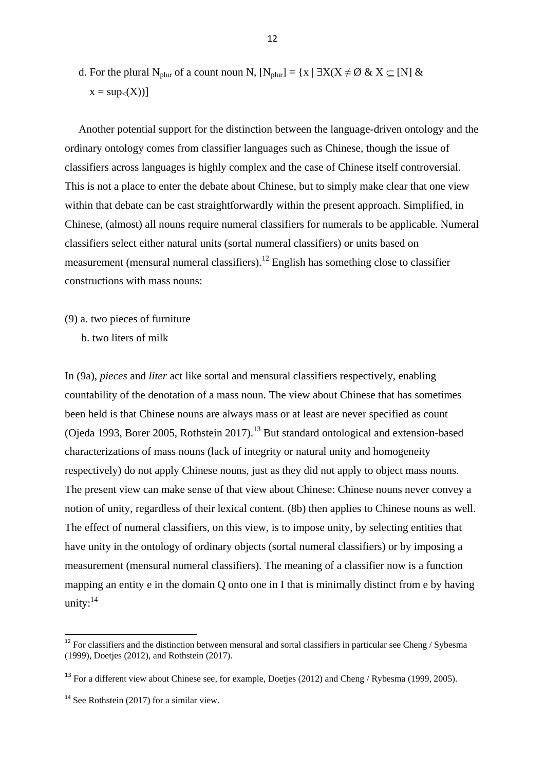d. For the plural $N_{plur}$ of a count noun N, $[N_{plur}] = \{x \mid \exists X(X \neq \emptyset \ \& \ X \subseteq [N] \ \& \ x = sup_{<}(X))]$

Another potential support for the distinction between the language-driven ontology and the ordinary ontology comes from classifier languages such as Chinese, though the issue of classifiers across languages is highly complex and the case of Chinese itself controversial. This is not a place to enter the debate about Chinese, but to simply make clear that one view within that debate can be cast straightforwardly within the present approach. Simplified, in Chinese, (almost) all nouns require numeral classifiers for numerals to be applicable. Numeral classifiers select either natural units (sortal numeral classifiers) or units based on measurement (mensural numeral classifiers).[12] English has something close to classifier constructions with mass nouns:

(9) a. two pieces of furniture
   b. two liters of milk

In (9a), *pieces* and *liter* act like sortal and mensural classifiers respectively, enabling countability of the denotation of a mass noun. The view about Chinese that has sometimes been held is that Chinese nouns are always mass or at least are never specified as count (Ojeda 1993, Borer 2005, Rothstein 2017).[13] But standard ontological and extension-based characterizations of mass nouns (lack of integrity or natural unity and homogeneity respectively) do not apply Chinese nouns, just as they did not apply to object mass nouns. The present view can make sense of that view about Chinese: Chinese nouns never convey a notion of unity, regardless of their lexical content. (8b) then applies to Chinese nouns as well. The effect of numeral classifiers, on this view, is to impose unity, by selecting entities that have unity in the ontology of ordinary objects (sortal numeral classifiers) or by imposing a measurement (mensural numeral classifiers). The meaning of a classifier now is a function mapping an entity e in the domain Q onto one in I that is minimally distinct from e by having unity:[14]

[12] For classifiers and the distinction between mensural and sortal classifiers in particular see Cheng / Sybesma (1999), Doetjes (2012), and Rothstein (2017).

[13] For a different view about Chinese see, for example, Doetjes (2012) and Cheng / Rybesma (1999, 2005).

[14] See Rothstein (2017) for a similar view.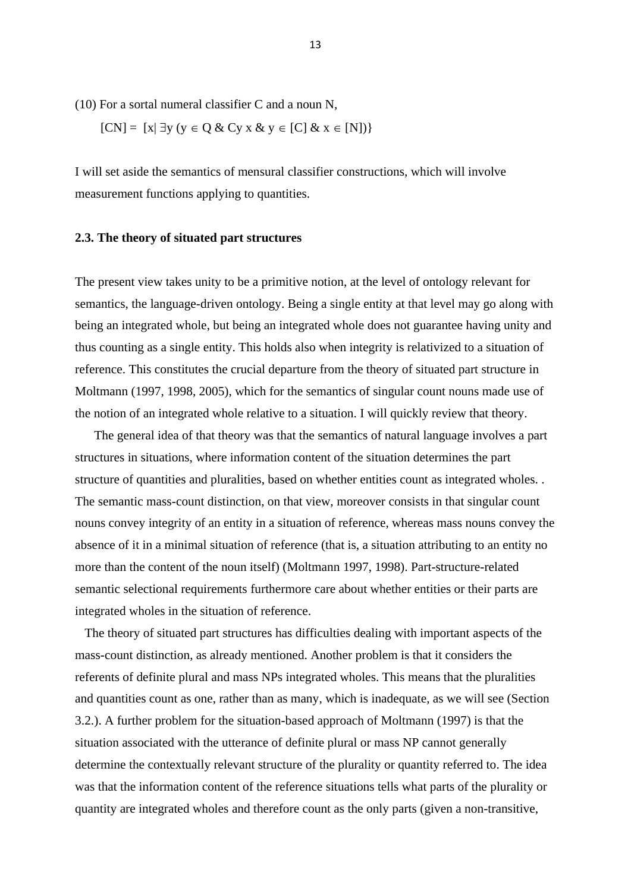(10) For a sortal numeral classifier C and a noun N,

$[CN] = [x| \exists y (y \in Q \ \& \ Cy\ x \ \& \ y \in [C] \ \& \ x \in [N])\}$

I will set aside the semantics of mensural classifier constructions, which will involve measurement functions applying to quantities.

### 2.3. The theory of situated part structures

The present view takes unity to be a primitive notion, at the level of ontology relevant for semantics, the language-driven ontology. Being a single entity at that level may go along with being an integrated whole, but being an integrated whole does not guarantee having unity and thus counting as a single entity. This holds also when integrity is relativized to a situation of reference. This constitutes the crucial departure from the theory of situated part structure in Moltmann (1997, 1998, 2005), which for the semantics of singular count nouns made use of the notion of an integrated whole relative to a situation. I will quickly review that theory.

The general idea of that theory was that the semantics of natural language involves a part structures in situations, where information content of the situation determines the part structure of quantities and pluralities, based on whether entities count as integrated wholes. . The semantic mass-count distinction, on that view, moreover consists in that singular count nouns convey integrity of an entity in a situation of reference, whereas mass nouns convey the absence of it in a minimal situation of reference (that is, a situation attributing to an entity no more than the content of the noun itself) (Moltmann 1997, 1998). Part-structure-related semantic selectional requirements furthermore care about whether entities or their parts are integrated wholes in the situation of reference.

The theory of situated part structures has difficulties dealing with important aspects of the mass-count distinction, as already mentioned. Another problem is that it considers the referents of definite plural and mass NPs integrated wholes. This means that the pluralities and quantities count as one, rather than as many, which is inadequate, as we will see (Section 3.2.). A further problem for the situation-based approach of Moltmann (1997) is that the situation associated with the utterance of definite plural or mass NP cannot generally determine the contextually relevant structure of the plurality or quantity referred to. The idea was that the information content of the reference situations tells what parts of the plurality or quantity are integrated wholes and therefore count as the only parts (given a non-transitive,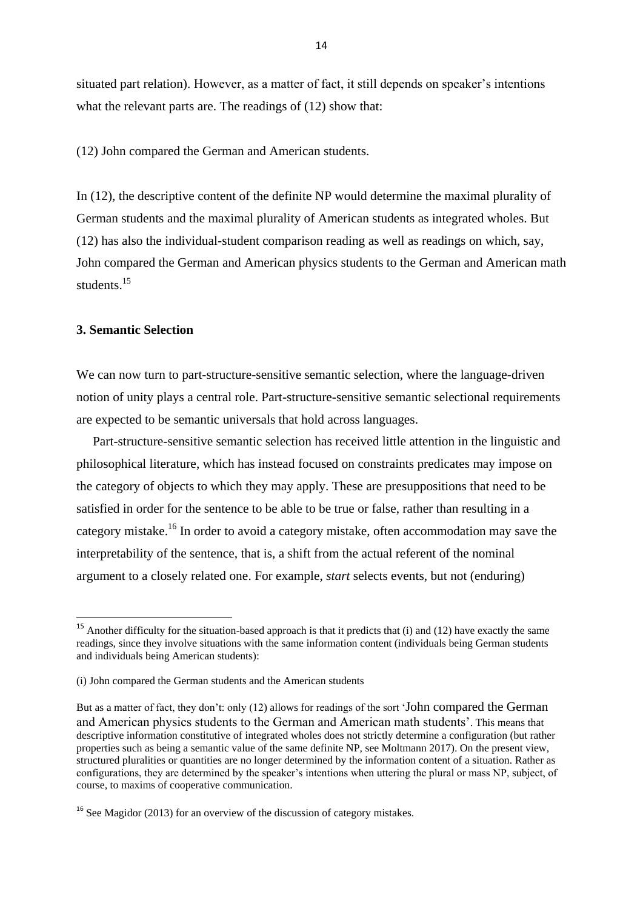situated part relation). However, as a matter of fact, it still depends on speaker's intentions what the relevant parts are. The readings of (12) show that:

(12) John compared the German and American students.

In (12), the descriptive content of the definite NP would determine the maximal plurality of German students and the maximal plurality of American students as integrated wholes. But (12) has also the individual-student comparison reading as well as readings on which, say, John compared the German and American physics students to the German and American math students.[15]

**3. Semantic Selection**

We can now turn to part-structure-sensitive semantic selection, where the language-driven notion of unity plays a central role. Part-structure-sensitive semantic selectional requirements are expected to be semantic universals that hold across languages.

Part-structure-sensitive semantic selection has received little attention in the linguistic and philosophical literature, which has instead focused on constraints predicates may impose on the category of objects to which they may apply. These are presuppositions that need to be satisfied in order for the sentence to be able to be true or false, rather than resulting in a category mistake.[16] In order to avoid a category mistake, often accommodation may save the interpretability of the sentence, that is, a shift from the actual referent of the nominal argument to a closely related one. For example, *start* selects events, but not (enduring)

---

[15] Another difficulty for the situation-based approach is that it predicts that (i) and (12) have exactly the same readings, since they involve situations with the same information content (individuals being German students and individuals being American students):

(i) John compared the German students and the American students

But as a matter of fact, they don't: only (12) allows for readings of the sort 'John compared the German and American physics students to the German and American math students'. This means that descriptive information constitutive of integrated wholes does not strictly determine a configuration (but rather properties such as being a semantic value of the same definite NP, see Moltmann 2017). On the present view, structured pluralities or quantities are no longer determined by the information content of a situation. Rather as configurations, they are determined by the speaker's intentions when uttering the plural or mass NP, subject, of course, to maxims of cooperative communication.

[16] See Magidor (2013) for an overview of the discussion of category mistakes.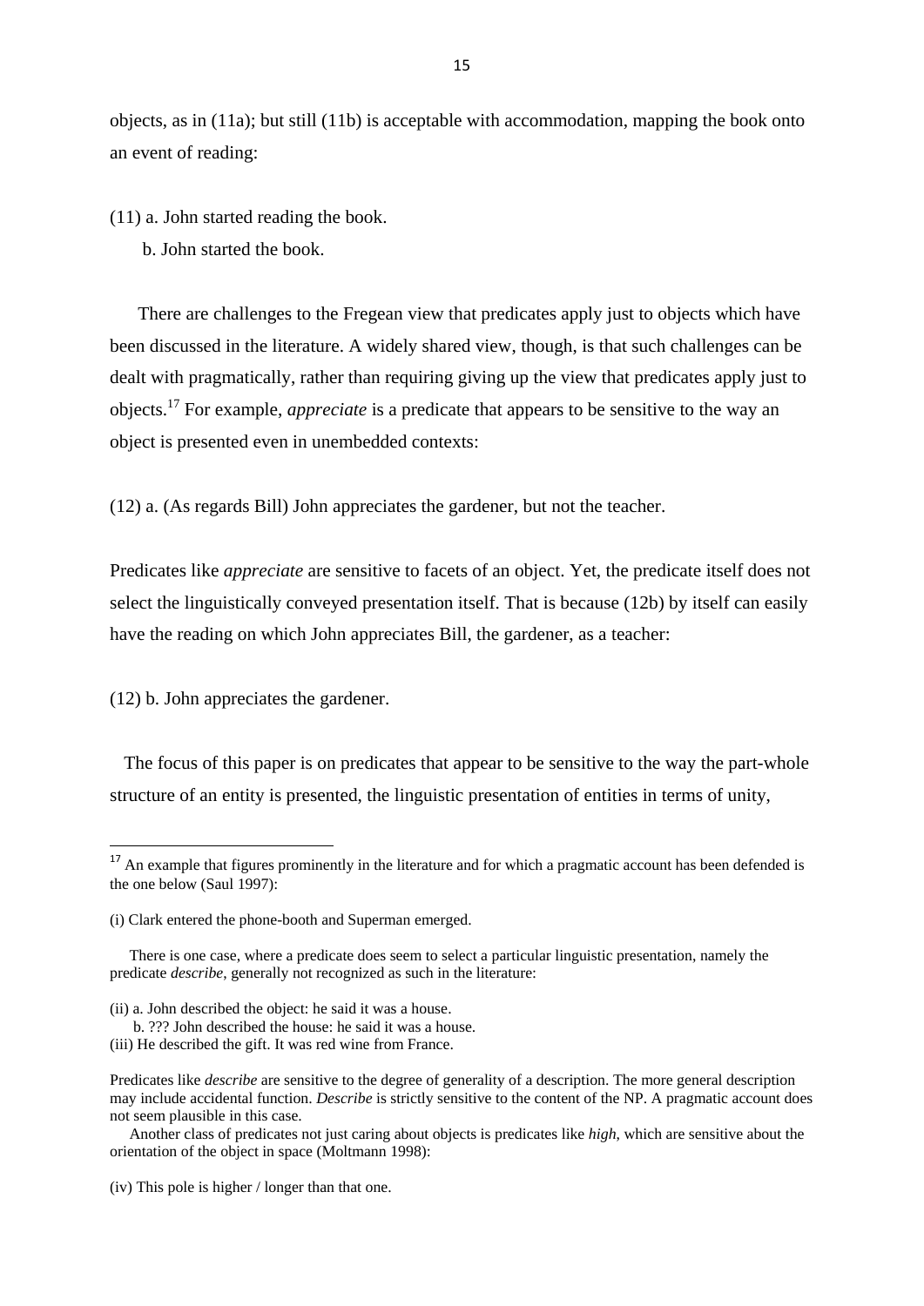objects, as in (11a); but still (11b) is acceptable with accommodation, mapping the book onto an event of reading:

(11) a. John started reading the book.

b. John started the book.

There are challenges to the Fregean view that predicates apply just to objects which have been discussed in the literature. A widely shared view, though, is that such challenges can be dealt with pragmatically, rather than requiring giving up the view that predicates apply just to objects.[17] For example, *appreciate* is a predicate that appears to be sensitive to the way an object is presented even in unembedded contexts:

(12) a. (As regards Bill) John appreciates the gardener, but not the teacher.

Predicates like *appreciate* are sensitive to facets of an object. Yet, the predicate itself does not select the linguistically conveyed presentation itself. That is because (12b) by itself can easily have the reading on which John appreciates Bill, the gardener, as a teacher:

(12) b. John appreciates the gardener.

The focus of this paper is on predicates that appear to be sensitive to the way the part-whole structure of an entity is presented, the linguistic presentation of entities in terms of unity,

---

[17] An example that figures prominently in the literature and for which a pragmatic account has been defended is the one below (Saul 1997):

(i) Clark entered the phone-booth and Superman emerged.

There is one case, where a predicate does seem to select a particular linguistic presentation, namely the predicate *describe*, generally not recognized as such in the literature:

(ii) a. John described the object: he said it was a house.

b. ??? John described the house: he said it was a house.

(iii) He described the gift. It was red wine from France.

Predicates like *describe* are sensitive to the degree of generality of a description. The more general description may include accidental function. *Describe* is strictly sensitive to the content of the NP. A pragmatic account does not seem plausible in this case.

Another class of predicates not just caring about objects is predicates like *high*, which are sensitive about the orientation of the object in space (Moltmann 1998):

(iv) This pole is higher / longer than that one.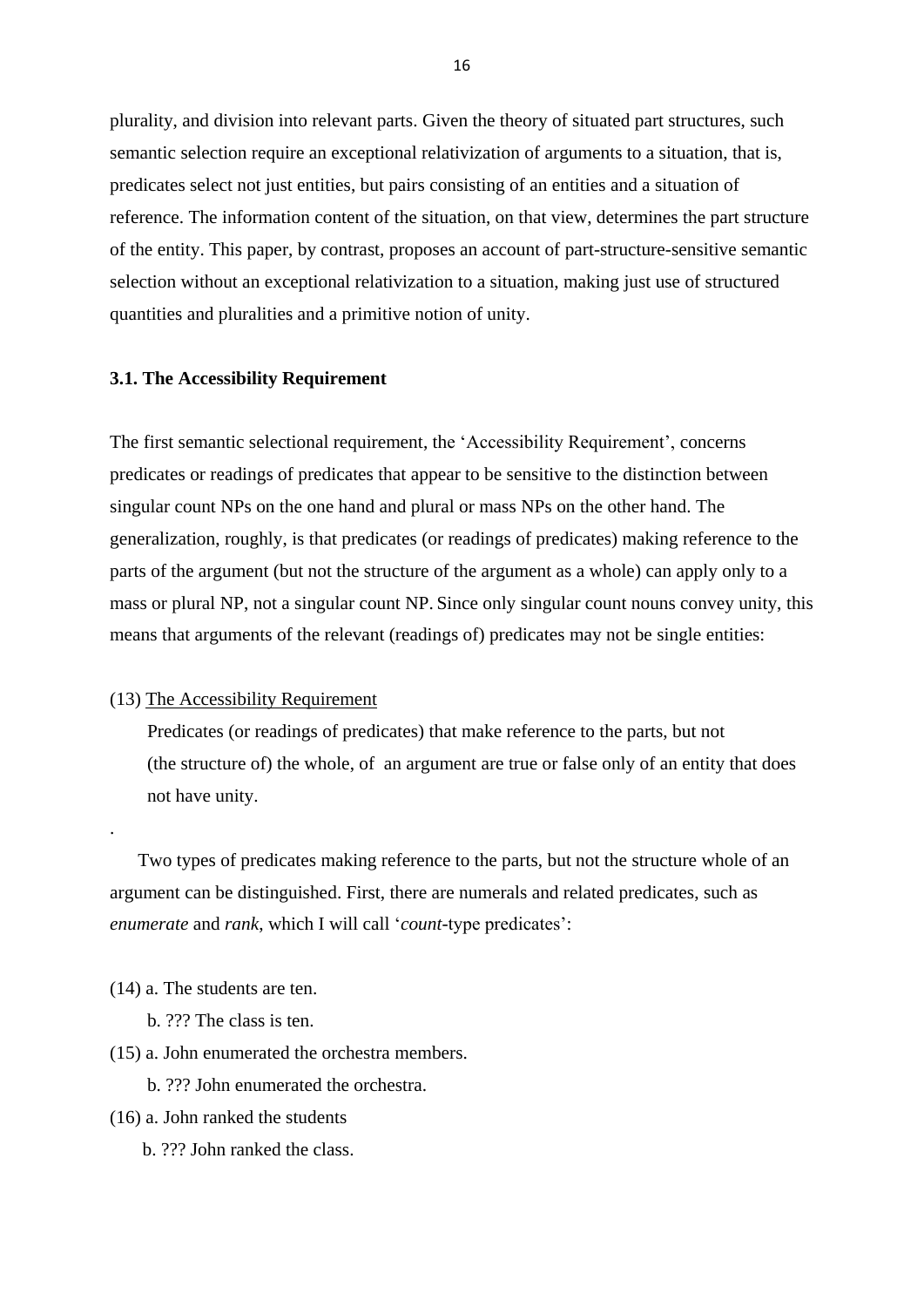plurality, and division into relevant parts. Given the theory of situated part structures, such semantic selection require an exceptional relativization of arguments to a situation, that is, predicates select not just entities, but pairs consisting of an entities and a situation of reference. The information content of the situation, on that view, determines the part structure of the entity. This paper, by contrast, proposes an account of part-structure-sensitive semantic selection without an exceptional relativization to a situation, making just use of structured quantities and pluralities and a primitive notion of unity.

### 3.1. The Accessibility Requirement

The first semantic selectional requirement, the 'Accessibility Requirement', concerns predicates or readings of predicates that appear to be sensitive to the distinction between singular count NPs on the one hand and plural or mass NPs on the other hand. The generalization, roughly, is that predicates (or readings of predicates) making reference to the parts of the argument (but not the structure of the argument as a whole) can apply only to a mass or plural NP, not a singular count NP. Since only singular count nouns convey unity, this means that arguments of the relevant (readings of) predicates may not be single entities:

(13) The Accessibility Requirement

Predicates (or readings of predicates) that make reference to the parts, but not (the structure of) the whole, of an argument are true or false only of an entity that does not have unity.

.

Two types of predicates making reference to the parts, but not the structure whole of an argument can be distinguished. First, there are numerals and related predicates, such as *enumerate* and *rank*, which I will call '*count*-type predicates':

(14) a. The students are ten.

b. ??? The class is ten.

(15) a. John enumerated the orchestra members.

b. ??? John enumerated the orchestra.

(16) a. John ranked the students

b. ??? John ranked the class.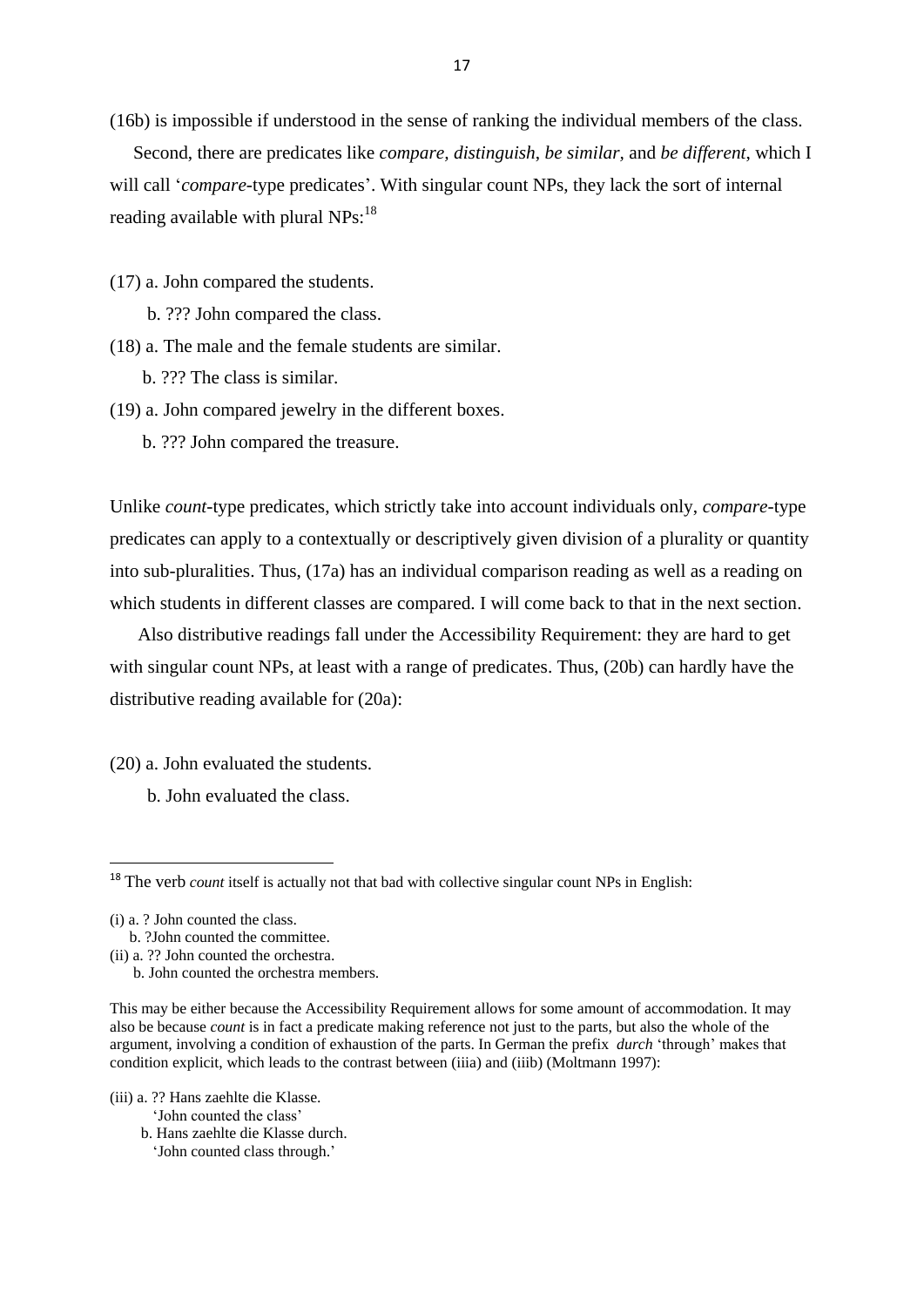(16b) is impossible if understood in the sense of ranking the individual members of the class.

Second, there are predicates like *compare, distinguish*, *be similar*, and *be different*, which I will call '*compare*-type predicates'. With singular count NPs, they lack the sort of internal reading available with plural NPs:[18]

(17) a. John compared the students.

b. ??? John compared the class.

(18) a. The male and the female students are similar.

b. ??? The class is similar.

(19) a. John compared jewelry in the different boxes.

b. ??? John compared the treasure.

Unlike *count*-type predicates, which strictly take into account individuals only, *compare*-type predicates can apply to a contextually or descriptively given division of a plurality or quantity into sub-pluralities. Thus, (17a) has an individual comparison reading as well as a reading on which students in different classes are compared. I will come back to that in the next section.

Also distributive readings fall under the Accessibility Requirement: they are hard to get with singular count NPs, at least with a range of predicates. Thus, (20b) can hardly have the distributive reading available for (20a):

(20) a. John evaluated the students.

b. John evaluated the class.

---

[18] The verb *count* itself is actually not that bad with collective singular count NPs in English:

(i) a. ? John counted the class.

b. ?John counted the committee.

(ii) a. ?? John counted the orchestra.

b. John counted the orchestra members.

This may be either because the Accessibility Requirement allows for some amount of accommodation. It may also be because *count* is in fact a predicate making reference not just to the parts, but also the whole of the argument, involving a condition of exhaustion of the parts. In German the prefix *durch* 'through' makes that condition explicit, which leads to the contrast between (iiia) and (iiib) (Moltmann 1997):

(iii) a. ?? Hans zaehlte die Klasse.
'John counted the class'

b. Hans zaehlte die Klasse durch.
'John counted class through.'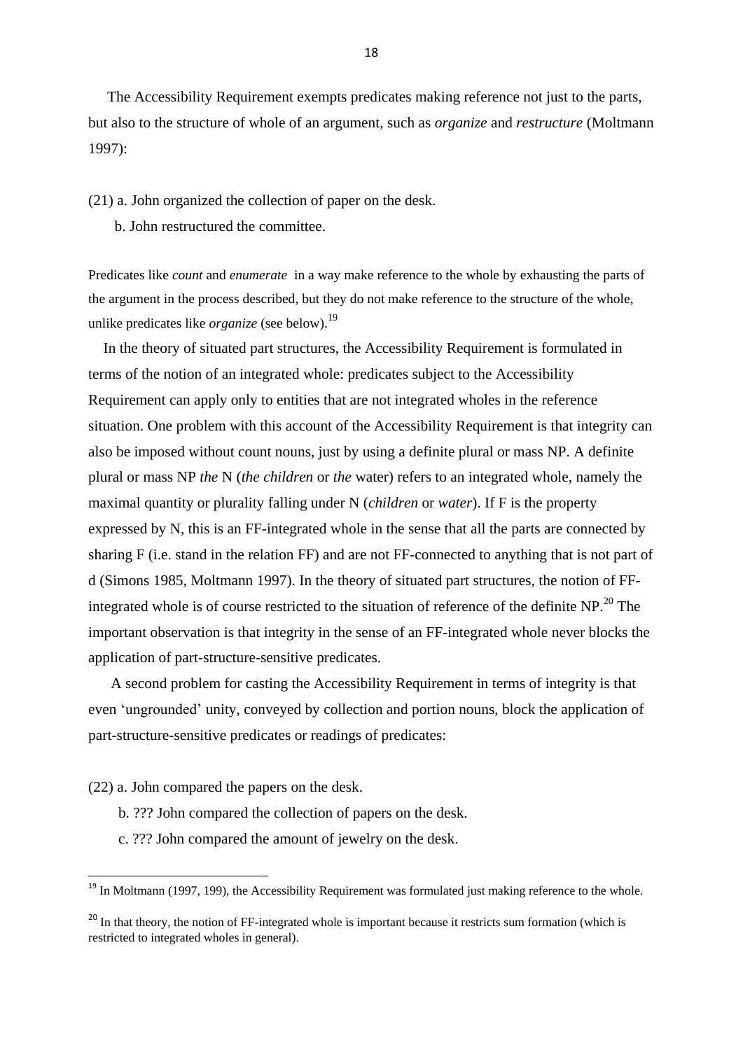The Accessibility Requirement exempts predicates making reference not just to the parts, but also to the structure of whole of an argument, such as *organize* and *restructure* (Moltmann 1997):

(21) a. John organized the collection of paper on the desk.

b. John restructured the committee.

Predicates like *count* and *enumerate* in a way make reference to the whole by exhausting the parts of the argument in the process described, but they do not make reference to the structure of the whole, unlike predicates like *organize* (see below).[19]

In the theory of situated part structures, the Accessibility Requirement is formulated in terms of the notion of an integrated whole: predicates subject to the Accessibility Requirement can apply only to entities that are not integrated wholes in the reference situation. One problem with this account of the Accessibility Requirement is that integrity can also be imposed without count nouns, just by using a definite plural or mass NP. A definite plural or mass NP *the* N (*the children* or *the* water) refers to an integrated whole, namely the maximal quantity or plurality falling under N (*children* or *water*). If F is the property expressed by N, this is an FF-integrated whole in the sense that all the parts are connected by sharing F (i.e. stand in the relation FF) and are not FF-connected to anything that is not part of d (Simons 1985, Moltmann 1997). In the theory of situated part structures, the notion of FF-integrated whole is of course restricted to the situation of reference of the definite NP.[20] The important observation is that integrity in the sense of an FF-integrated whole never blocks the application of part-structure-sensitive predicates.

A second problem for casting the Accessibility Requirement in terms of integrity is that even 'ungrounded' unity, conveyed by collection and portion nouns, block the application of part-structure-sensitive predicates or readings of predicates:

(22) a. John compared the papers on the desk.

b. ??? John compared the collection of papers on the desk.

c. ??? John compared the amount of jewelry on the desk.

---

[19] In Moltmann (1997, 199), the Accessibility Requirement was formulated just making reference to the whole.

[20] In that theory, the notion of FF-integrated whole is important because it restricts sum formation (which is restricted to integrated wholes in general).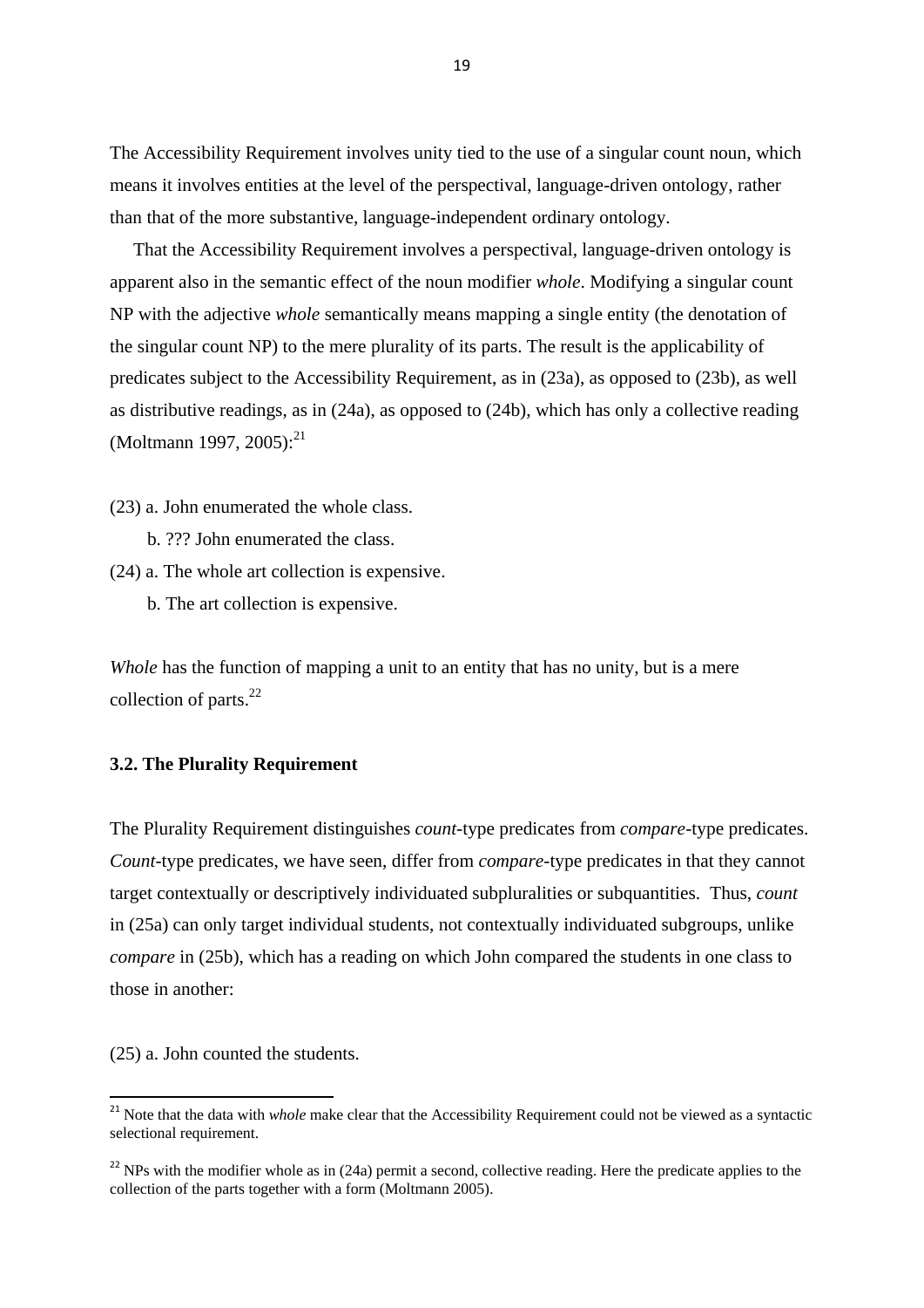The Accessibility Requirement involves unity tied to the use of a singular count noun, which means it involves entities at the level of the perspectival, language-driven ontology, rather than that of the more substantive, language-independent ordinary ontology.

That the Accessibility Requirement involves a perspectival, language-driven ontology is apparent also in the semantic effect of the noun modifier *whole*. Modifying a singular count NP with the adjective *whole* semantically means mapping a single entity (the denotation of the singular count NP) to the mere plurality of its parts. The result is the applicability of predicates subject to the Accessibility Requirement, as in (23a), as opposed to (23b), as well as distributive readings, as in (24a), as opposed to (24b), which has only a collective reading (Moltmann 1997, 2005):[21]

(23) a. John enumerated the whole class.

b. ??? John enumerated the class.

(24) a. The whole art collection is expensive.

b. The art collection is expensive.

*Whole* has the function of mapping a unit to an entity that has no unity, but is a mere collection of parts.[22]

### 3.2. The Plurality Requirement

The Plurality Requirement distinguishes *count*-type predicates from *compare*-type predicates. *Count*-type predicates, we have seen, differ from *compare*-type predicates in that they cannot target contextually or descriptively individuated subpluralities or subquantities. Thus, *count* in (25a) can only target individual students, not contextually individuated subgroups, unlike *compare* in (25b), which has a reading on which John compared the students in one class to those in another:

(25) a. John counted the students.

[21] Note that the data with *whole* make clear that the Accessibility Requirement could not be viewed as a syntactic selectional requirement.

[22] NPs with the modifier whole as in (24a) permit a second, collective reading. Here the predicate applies to the collection of the parts together with a form (Moltmann 2005).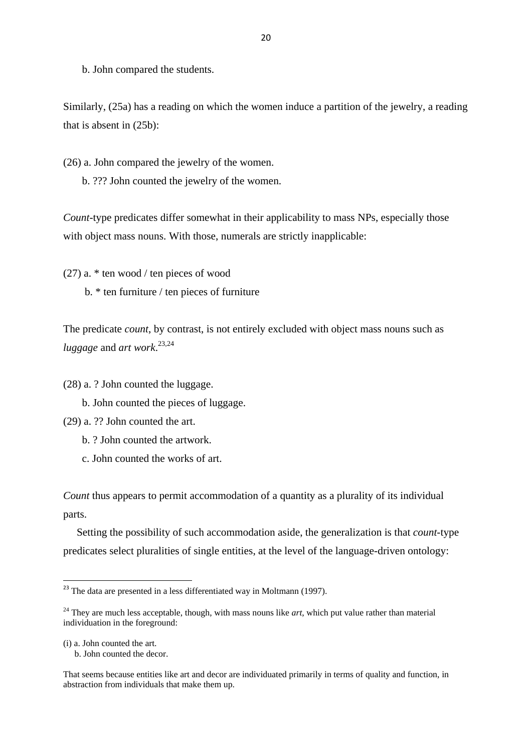b. John compared the students.

Similarly, (25a) has a reading on which the women induce a partition of the jewelry, a reading that is absent in (25b):

(26) a. John compared the jewelry of the women.

b. ??? John counted the jewelry of the women.

*Count*-type predicates differ somewhat in their applicability to mass NPs, especially those with object mass nouns. With those, numerals are strictly inapplicable:

(27) a. * ten wood / ten pieces of wood

b. * ten furniture / ten pieces of furniture

The predicate *count*, by contrast, is not entirely excluded with object mass nouns such as *luggage* and *art work*.[23,24]

(28) a. ? John counted the luggage.

b. John counted the pieces of luggage.

(29) a. ?? John counted the art.

b. ? John counted the artwork.

c. John counted the works of art.

*Count* thus appears to permit accommodation of a quantity as a plurality of its individual parts.

Setting the possibility of such accommodation aside, the generalization is that *count*-type predicates select pluralities of single entities, at the level of the language-driven ontology:

---

[23] The data are presented in a less differentiated way in Moltmann (1997).

[24] They are much less acceptable, though, with mass nouns like *art*, which put value rather than material individuation in the foreground:

(i) a. John counted the art.
b. John counted the decor.

That seems because entities like art and decor are individuated primarily in terms of quality and function, in abstraction from individuals that make them up.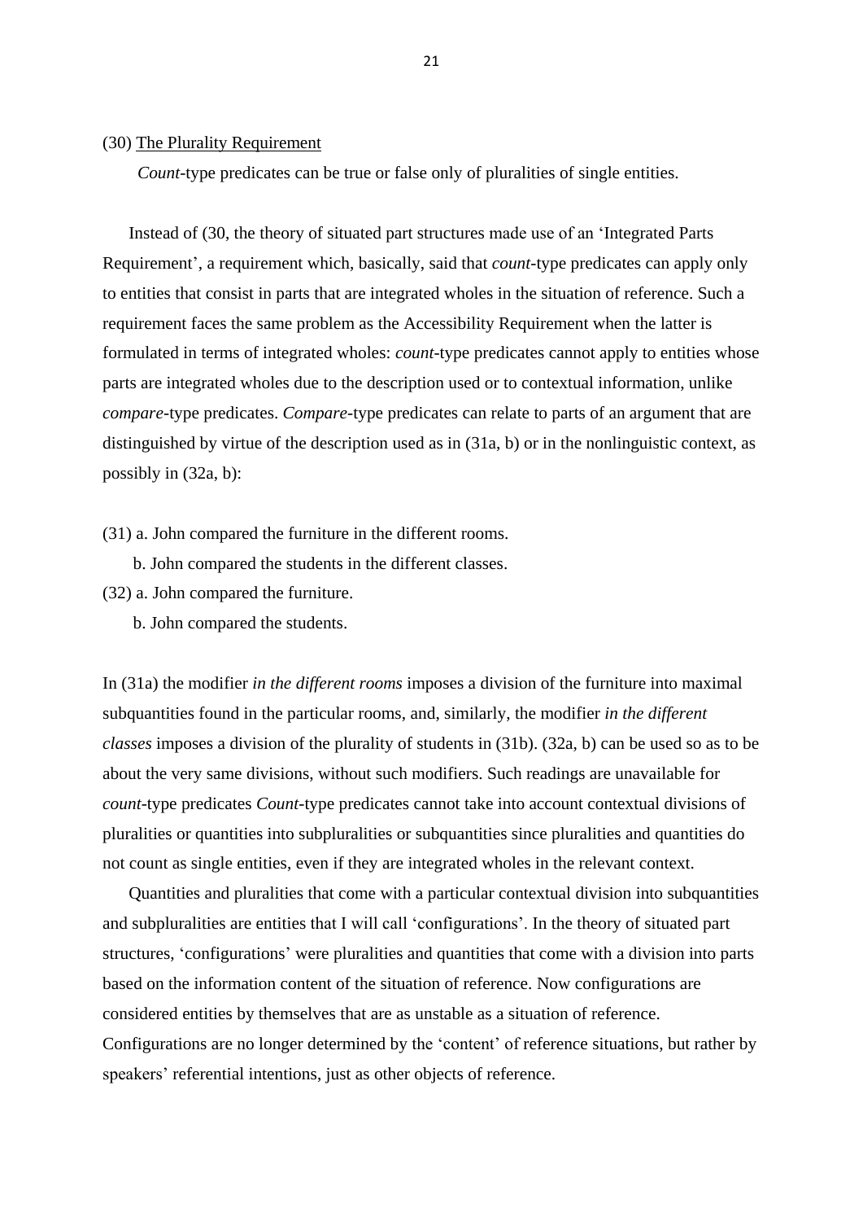(30) <u>The Plurality Requirement</u>

*Count*-type predicates can be true or false only of pluralities of single entities.

Instead of (30, the theory of situated part structures made use of an 'Integrated Parts Requirement', a requirement which, basically, said that *count*-type predicates can apply only to entities that consist in parts that are integrated wholes in the situation of reference. Such a requirement faces the same problem as the Accessibility Requirement when the latter is formulated in terms of integrated wholes: *count*-type predicates cannot apply to entities whose parts are integrated wholes due to the description used or to contextual information, unlike *compare*-type predicates. *Compare*-type predicates can relate to parts of an argument that are distinguished by virtue of the description used as in (31a, b) or in the nonlinguistic context, as possibly in (32a, b):

(31) a. John compared the furniture in the different rooms.
b. John compared the students in the different classes.

(32) a. John compared the furniture.
b. John compared the students.

In (31a) the modifier *in the different rooms* imposes a division of the furniture into maximal subquantities found in the particular rooms, and, similarly, the modifier *in the different classes* imposes a division of the plurality of students in (31b). (32a, b) can be used so as to be about the very same divisions, without such modifiers. Such readings are unavailable for *count*-type predicates *Count*-type predicates cannot take into account contextual divisions of pluralities or quantities into subpluralities or subquantities since pluralities and quantities do not count as single entities, even if they are integrated wholes in the relevant context.

Quantities and pluralities that come with a particular contextual division into subquantities and subpluralities are entities that I will call 'configurations'. In the theory of situated part structures, 'configurations' were pluralities and quantities that come with a division into parts based on the information content of the situation of reference. Now configurations are considered entities by themselves that are as unstable as a situation of reference. Configurations are no longer determined by the 'content' of reference situations, but rather by speakers' referential intentions, just as other objects of reference.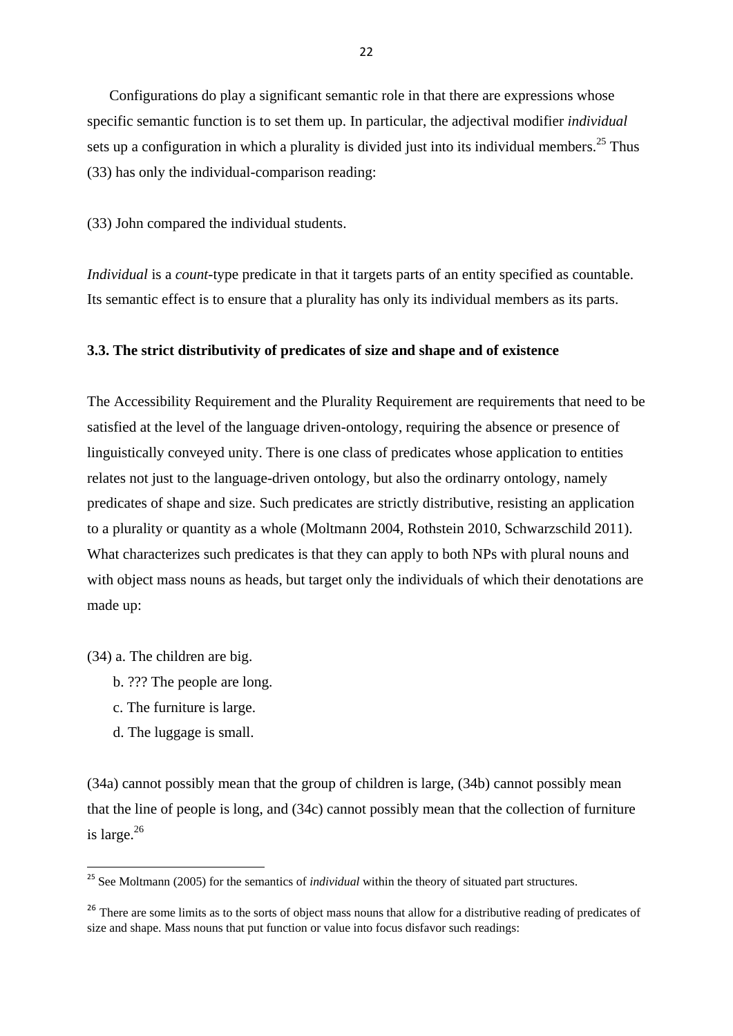Configurations do play a significant semantic role in that there are expressions whose specific semantic function is to set them up. In particular, the adjectival modifier *individual* sets up a configuration in which a plurality is divided just into its individual members.[25] Thus (33) has only the individual-comparison reading:

(33) John compared the individual students.

*Individual* is a *count*-type predicate in that it targets parts of an entity specified as countable. Its semantic effect is to ensure that a plurality has only its individual members as its parts.

### 3.3. The strict distributivity of predicates of size and shape and of existence

The Accessibility Requirement and the Plurality Requirement are requirements that need to be satisfied at the level of the language driven-ontology, requiring the absence or presence of linguistically conveyed unity. There is one class of predicates whose application to entities relates not just to the language-driven ontology, but also the ordinarry ontology, namely predicates of shape and size. Such predicates are strictly distributive, resisting an application to a plurality or quantity as a whole (Moltmann 2004, Rothstein 2010, Schwarzschild 2011). What characterizes such predicates is that they can apply to both NPs with plural nouns and with object mass nouns as heads, but target only the individuals of which their denotations are made up:

(34) a. The children are big.
   b. ??? The people are long.
   c. The furniture is large.
   d. The luggage is small.

(34a) cannot possibly mean that the group of children is large, (34b) cannot possibly mean that the line of people is long, and (34c) cannot possibly mean that the collection of furniture is large.[26]

---

[25] See Moltmann (2005) for the semantics of *individual* within the theory of situated part structures.

[26] There are some limits as to the sorts of object mass nouns that allow for a distributive reading of predicates of size and shape. Mass nouns that put function or value into focus disfavor such readings: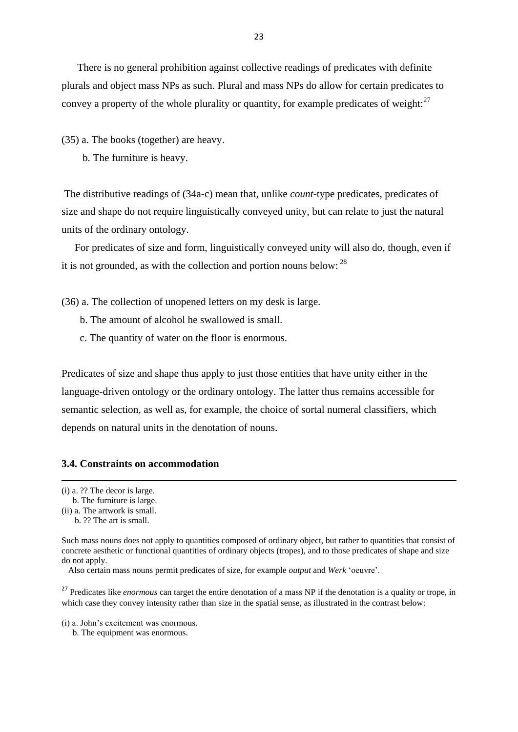There is no general prohibition against collective readings of predicates with definite plurals and object mass NPs as such. Plural and mass NPs do allow for certain predicates to convey a property of the whole plurality or quantity, for example predicates of weight:[27]

(35) a. The books (together) are heavy.

b. The furniture is heavy.

The distributive readings of (34a-c) mean that, unlike *count*-type predicates, predicates of size and shape do not require linguistically conveyed unity, but can relate to just the natural units of the ordinary ontology.

For predicates of size and form, linguistically conveyed unity will also do, though, even if it is not grounded, as with the collection and portion nouns below: [28]

(36) a. The collection of unopened letters on my desk is large.

b. The amount of alcohol he swallowed is small.

c. The quantity of water on the floor is enormous.

Predicates of size and shape thus apply to just those entities that have unity either in the language-driven ontology or the ordinary ontology. The latter thus remains accessible for semantic selection, as well as, for example, the choice of sortal numeral classifiers, which depends on natural units in the denotation of nouns.

### 3.4. Constraints on accommodation

---

(i) a. ?? The decor is large.
b. The furniture is large.

(ii) a. The artwork is small.
b. ?? The art is small.

Such mass nouns does not apply to quantities composed of ordinary object, but rather to quantities that consist of concrete aesthetic or functional quantities of ordinary objects (tropes), and to those predicates of shape and size do not apply.

Also certain mass nouns permit predicates of size, for example *output* and *Werk* 'oeuvre'.

[27] Predicates like *enormous* can target the entire denotation of a mass NP if the denotation is a quality or trope, in which case they convey intensity rather than size in the spatial sense, as illustrated in the contrast below:

(i) a. John's excitement was enormous.
b. The equipment was enormous.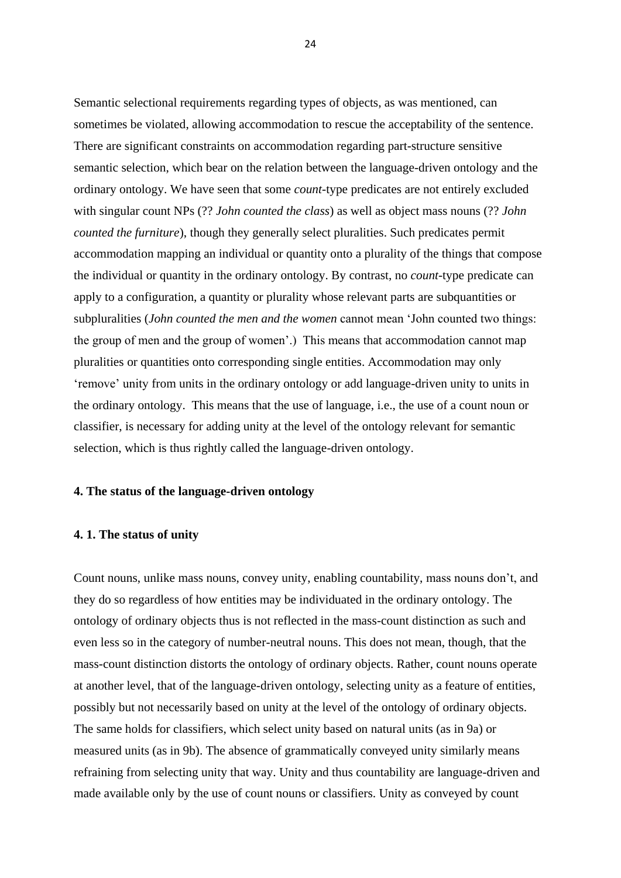Semantic selectional requirements regarding types of objects, as was mentioned, can sometimes be violated, allowing accommodation to rescue the acceptability of the sentence. There are significant constraints on accommodation regarding part-structure sensitive semantic selection, which bear on the relation between the language-driven ontology and the ordinary ontology. We have seen that some *count*-type predicates are not entirely excluded with singular count NPs (?? *John counted the class*) as well as object mass nouns (?? *John counted the furniture*), though they generally select pluralities. Such predicates permit accommodation mapping an individual or quantity onto a plurality of the things that compose the individual or quantity in the ordinary ontology. By contrast, no *count*-type predicate can apply to a configuration, a quantity or plurality whose relevant parts are subquantities or subpluralities (*John counted the men and the women* cannot mean 'John counted two things: the group of men and the group of women'.) This means that accommodation cannot map pluralities or quantities onto corresponding single entities. Accommodation may only 'remove' unity from units in the ordinary ontology or add language-driven unity to units in the ordinary ontology. This means that the use of language, i.e., the use of a count noun or classifier, is necessary for adding unity at the level of the ontology relevant for semantic selection, which is thus rightly called the language-driven ontology.

## 4. The status of the language-driven ontology

### 4. 1. The status of unity

Count nouns, unlike mass nouns, convey unity, enabling countability, mass nouns don't, and they do so regardless of how entities may be individuated in the ordinary ontology. The ontology of ordinary objects thus is not reflected in the mass-count distinction as such and even less so in the category of number-neutral nouns. This does not mean, though, that the mass-count distinction distorts the ontology of ordinary objects. Rather, count nouns operate at another level, that of the language-driven ontology, selecting unity as a feature of entities, possibly but not necessarily based on unity at the level of the ontology of ordinary objects. The same holds for classifiers, which select unity based on natural units (as in 9a) or measured units (as in 9b). The absence of grammatically conveyed unity similarly means refraining from selecting unity that way. Unity and thus countability are language-driven and made available only by the use of count nouns or classifiers. Unity as conveyed by count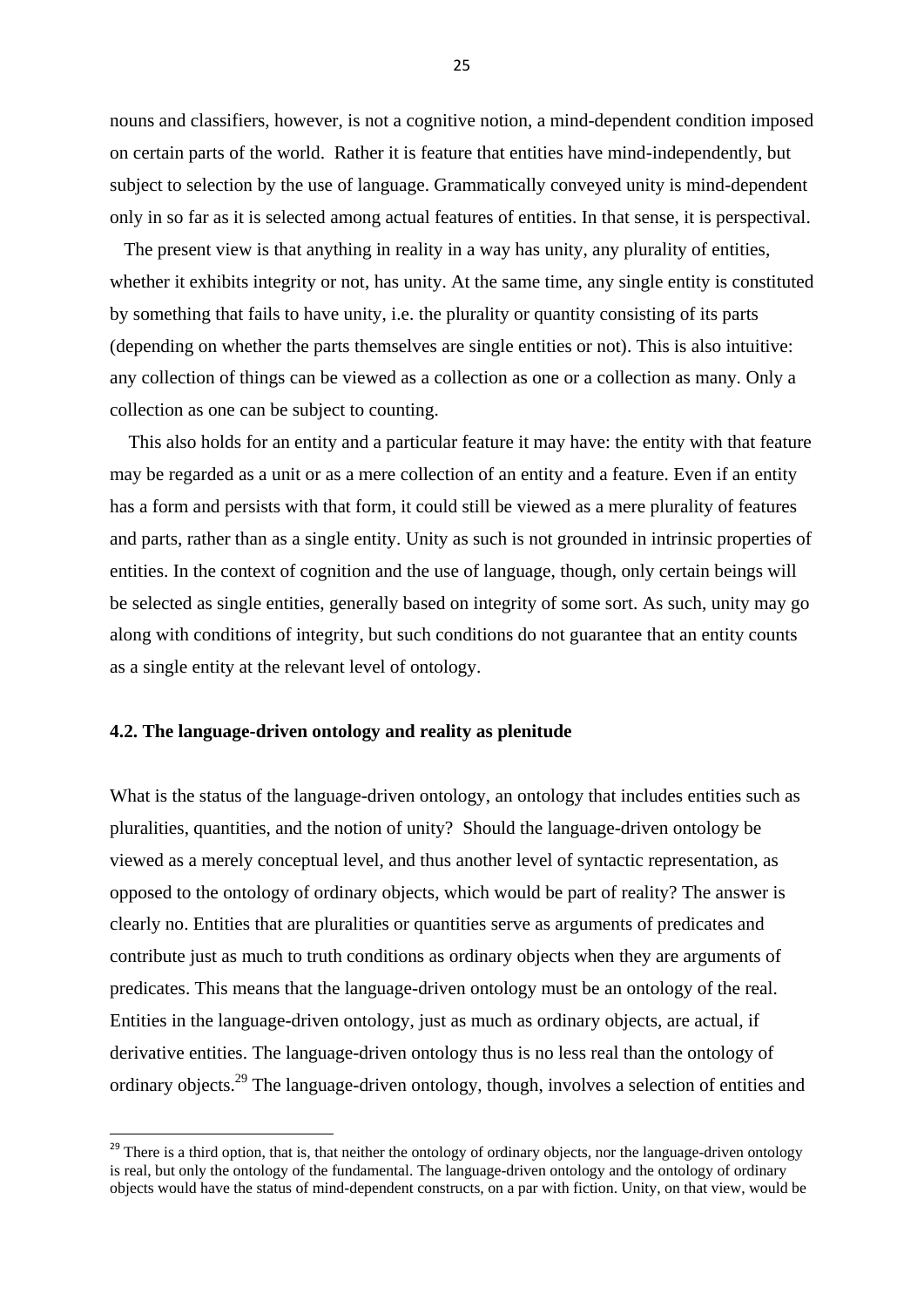nouns and classifiers, however, is not a cognitive notion, a mind-dependent condition imposed on certain parts of the world. Rather it is feature that entities have mind-independently, but subject to selection by the use of language. Grammatically conveyed unity is mind-dependent only in so far as it is selected among actual features of entities. In that sense, it is perspectival.

The present view is that anything in reality in a way has unity, any plurality of entities, whether it exhibits integrity or not, has unity. At the same time, any single entity is constituted by something that fails to have unity, i.e. the plurality or quantity consisting of its parts (depending on whether the parts themselves are single entities or not). This is also intuitive: any collection of things can be viewed as a collection as one or a collection as many. Only a collection as one can be subject to counting.

This also holds for an entity and a particular feature it may have: the entity with that feature may be regarded as a unit or as a mere collection of an entity and a feature. Even if an entity has a form and persists with that form, it could still be viewed as a mere plurality of features and parts, rather than as a single entity. Unity as such is not grounded in intrinsic properties of entities. In the context of cognition and the use of language, though, only certain beings will be selected as single entities, generally based on integrity of some sort. As such, unity may go along with conditions of integrity, but such conditions do not guarantee that an entity counts as a single entity at the relevant level of ontology.

### 4.2. The language-driven ontology and reality as plenitude

What is the status of the language-driven ontology, an ontology that includes entities such as pluralities, quantities, and the notion of unity? Should the language-driven ontology be viewed as a merely conceptual level, and thus another level of syntactic representation, as opposed to the ontology of ordinary objects, which would be part of reality? The answer is clearly no. Entities that are pluralities or quantities serve as arguments of predicates and contribute just as much to truth conditions as ordinary objects when they are arguments of predicates. This means that the language-driven ontology must be an ontology of the real. Entities in the language-driven ontology, just as much as ordinary objects, are actual, if derivative entities. The language-driven ontology thus is no less real than the ontology of ordinary objects.[29] The language-driven ontology, though, involves a selection of entities and

[29] There is a third option, that is, that neither the ontology of ordinary objects, nor the language-driven ontology is real, but only the ontology of the fundamental. The language-driven ontology and the ontology of ordinary objects would have the status of mind-dependent constructs, on a par with fiction. Unity, on that view, would be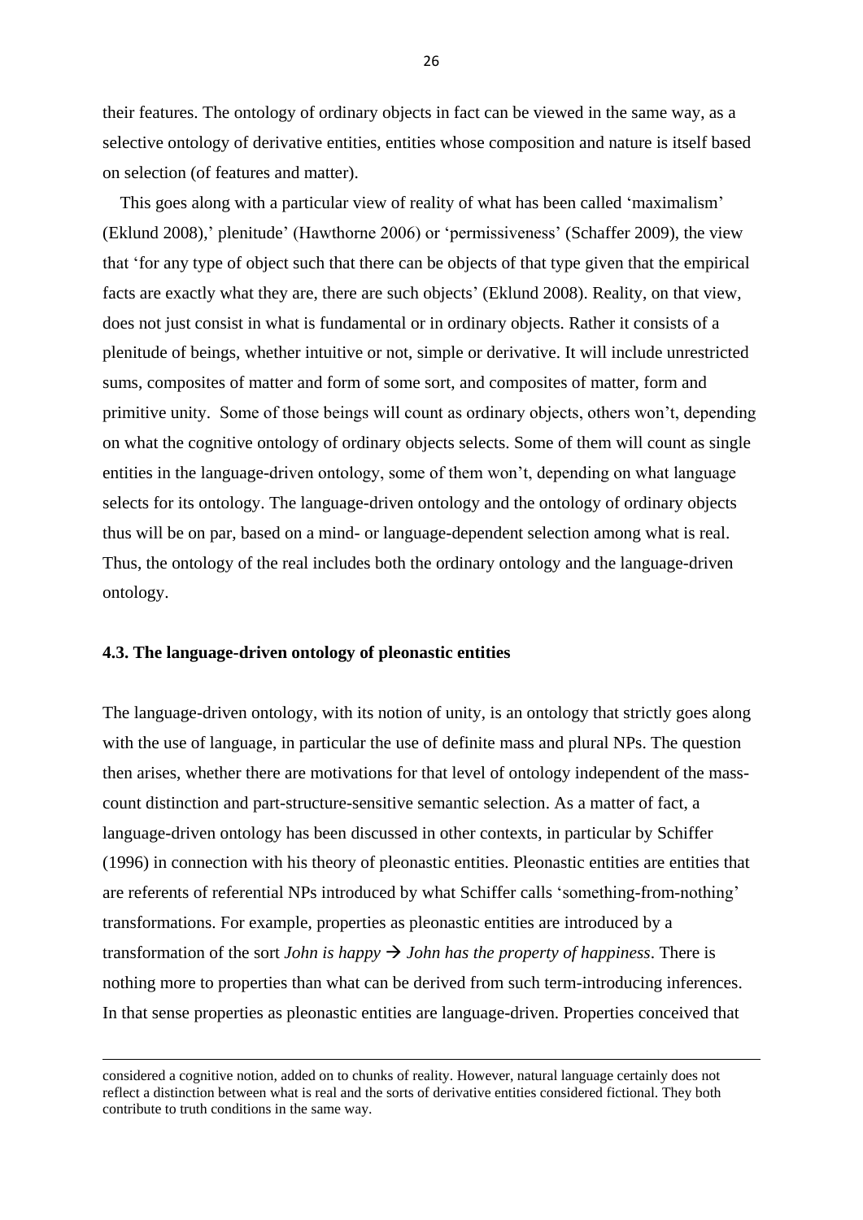their features. The ontology of ordinary objects in fact can be viewed in the same way, as a selective ontology of derivative entities, entities whose composition and nature is itself based on selection (of features and matter).

This goes along with a particular view of reality of what has been called 'maximalism' (Eklund 2008),' plenitude' (Hawthorne 2006) or 'permissiveness' (Schaffer 2009), the view that 'for any type of object such that there can be objects of that type given that the empirical facts are exactly what they are, there are such objects' (Eklund 2008). Reality, on that view, does not just consist in what is fundamental or in ordinary objects. Rather it consists of a plenitude of beings, whether intuitive or not, simple or derivative. It will include unrestricted sums, composites of matter and form of some sort, and composites of matter, form and primitive unity. Some of those beings will count as ordinary objects, others won't, depending on what the cognitive ontology of ordinary objects selects. Some of them will count as single entities in the language-driven ontology, some of them won't, depending on what language selects for its ontology. The language-driven ontology and the ontology of ordinary objects thus will be on par, based on a mind- or language-dependent selection among what is real. Thus, the ontology of the real includes both the ordinary ontology and the language-driven ontology.

### 4.3. The language-driven ontology of pleonastic entities

The language-driven ontology, with its notion of unity, is an ontology that strictly goes along with the use of language, in particular the use of definite mass and plural NPs. The question then arises, whether there are motivations for that level of ontology independent of the mass-count distinction and part-structure-sensitive semantic selection. As a matter of fact, a language-driven ontology has been discussed in other contexts, in particular by Schiffer (1996) in connection with his theory of pleonastic entities. Pleonastic entities are entities that are referents of referential NPs introduced by what Schiffer calls 'something-from-nothing' transformations. For example, properties as pleonastic entities are introduced by a transformation of the sort *John is happy* → *John has the property of happiness*. There is nothing more to properties than what can be derived from such term-introducing inferences. In that sense properties as pleonastic entities are language-driven. Properties conceived that

---

considered a cognitive notion, added on to chunks of reality. However, natural language certainly does not reflect a distinction between what is real and the sorts of derivative entities considered fictional. They both contribute to truth conditions in the same way.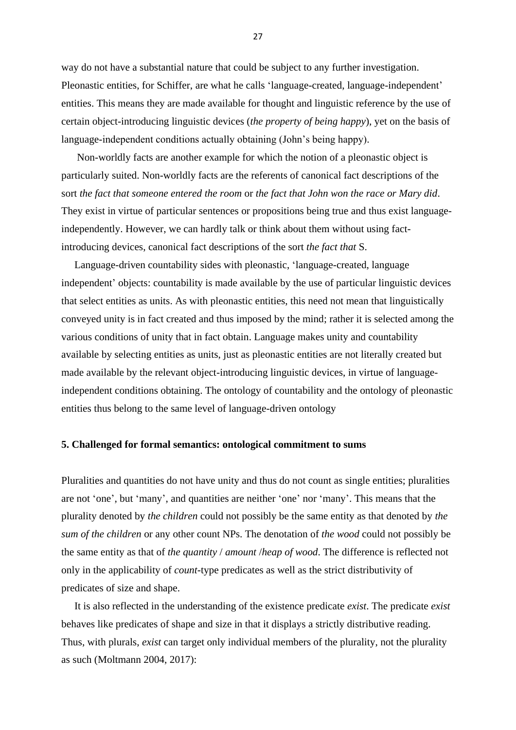way do not have a substantial nature that could be subject to any further investigation. Pleonastic entities, for Schiffer, are what he calls 'language-created, language-independent' entities. This means they are made available for thought and linguistic reference by the use of certain object-introducing linguistic devices (*the property of being happy*), yet on the basis of language-independent conditions actually obtaining (John's being happy).

Non-worldly facts are another example for which the notion of a pleonastic object is particularly suited. Non-worldly facts are the referents of canonical fact descriptions of the sort *the fact that someone entered the room* or *the fact that John won the race or Mary did*. They exist in virtue of particular sentences or propositions being true and thus exist language-independently. However, we can hardly talk or think about them without using fact-introducing devices, canonical fact descriptions of the sort *the fact that* S.

Language-driven countability sides with pleonastic, 'language-created, language independent' objects: countability is made available by the use of particular linguistic devices that select entities as units. As with pleonastic entities, this need not mean that linguistically conveyed unity is in fact created and thus imposed by the mind; rather it is selected among the various conditions of unity that in fact obtain. Language makes unity and countability available by selecting entities as units, just as pleonastic entities are not literally created but made available by the relevant object-introducing linguistic devices, in virtue of language-independent conditions obtaining. The ontology of countability and the ontology of pleonastic entities thus belong to the same level of language-driven ontology

**5. Challenged for formal semantics: ontological commitment to sums**

Pluralities and quantities do not have unity and thus do not count as single entities; pluralities are not 'one', but 'many', and quantities are neither 'one' nor 'many'. This means that the plurality denoted by *the children* could not possibly be the same entity as that denoted by *the sum of the children* or any other count NPs. The denotation of *the wood* could not possibly be the same entity as that of *the quantity* / *amount* /*heap of wood*. The difference is reflected not only in the applicability of *count*-type predicates as well as the strict distributivity of predicates of size and shape.

It is also reflected in the understanding of the existence predicate *exist*. The predicate *exist* behaves like predicates of shape and size in that it displays a strictly distributive reading. Thus, with plurals, *exist* can target only individual members of the plurality, not the plurality as such (Moltmann 2004, 2017):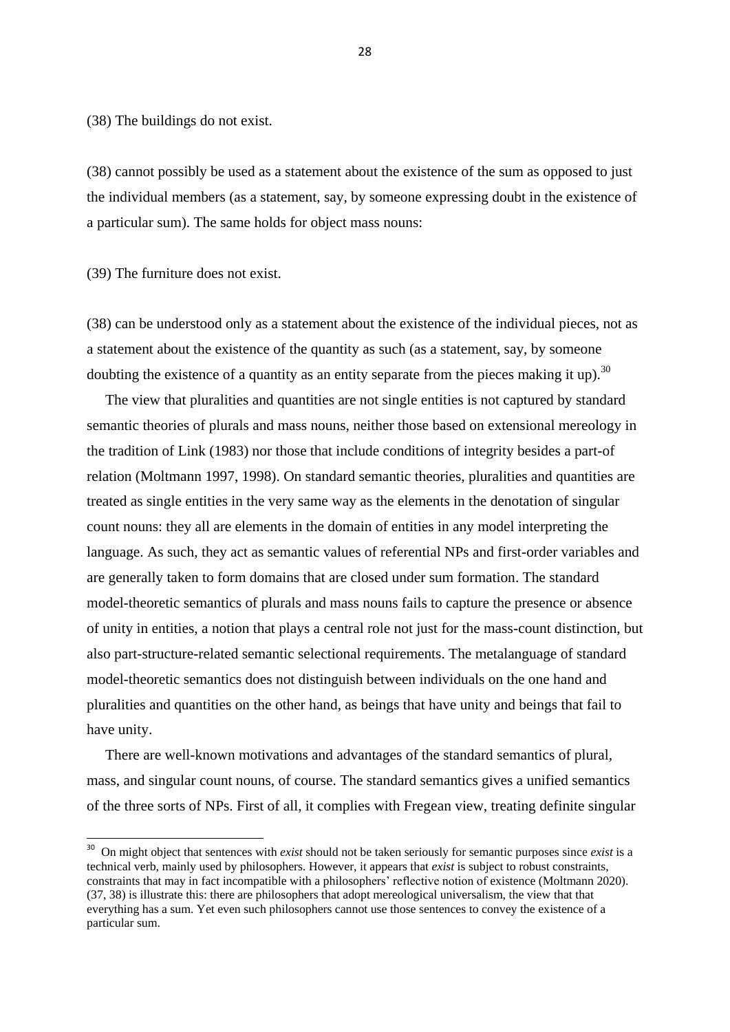(38) The buildings do not exist.

(38) cannot possibly be used as a statement about the existence of the sum as opposed to just the individual members (as a statement, say, by someone expressing doubt in the existence of a particular sum). The same holds for object mass nouns:

(39) The furniture does not exist.

(38) can be understood only as a statement about the existence of the individual pieces, not as a statement about the existence of the quantity as such (as a statement, say, by someone doubting the existence of a quantity as an entity separate from the pieces making it up).[30]

The view that pluralities and quantities are not single entities is not captured by standard semantic theories of plurals and mass nouns, neither those based on extensional mereology in the tradition of Link (1983) nor those that include conditions of integrity besides a part-of relation (Moltmann 1997, 1998). On standard semantic theories, pluralities and quantities are treated as single entities in the very same way as the elements in the denotation of singular count nouns: they all are elements in the domain of entities in any model interpreting the language. As such, they act as semantic values of referential NPs and first-order variables and are generally taken to form domains that are closed under sum formation. The standard model-theoretic semantics of plurals and mass nouns fails to capture the presence or absence of unity in entities, a notion that plays a central role not just for the mass-count distinction, but also part-structure-related semantic selectional requirements. The metalanguage of standard model-theoretic semantics does not distinguish between individuals on the one hand and pluralities and quantities on the other hand, as beings that have unity and beings that fail to have unity.

There are well-known motivations and advantages of the standard semantics of plural, mass, and singular count nouns, of course. The standard semantics gives a unified semantics of the three sorts of NPs. First of all, it complies with Fregean view, treating definite singular

---

[30] On might object that sentences with *exist* should not be taken seriously for semantic purposes since *exist* is a technical verb, mainly used by philosophers. However, it appears that *exist* is subject to robust constraints, constraints that may in fact incompatible with a philosophers' reflective notion of existence (Moltmann 2020). (37, 38) is illustrate this: there are philosophers that adopt mereological universalism, the view that that everything has a sum. Yet even such philosophers cannot use those sentences to convey the existence of a particular sum.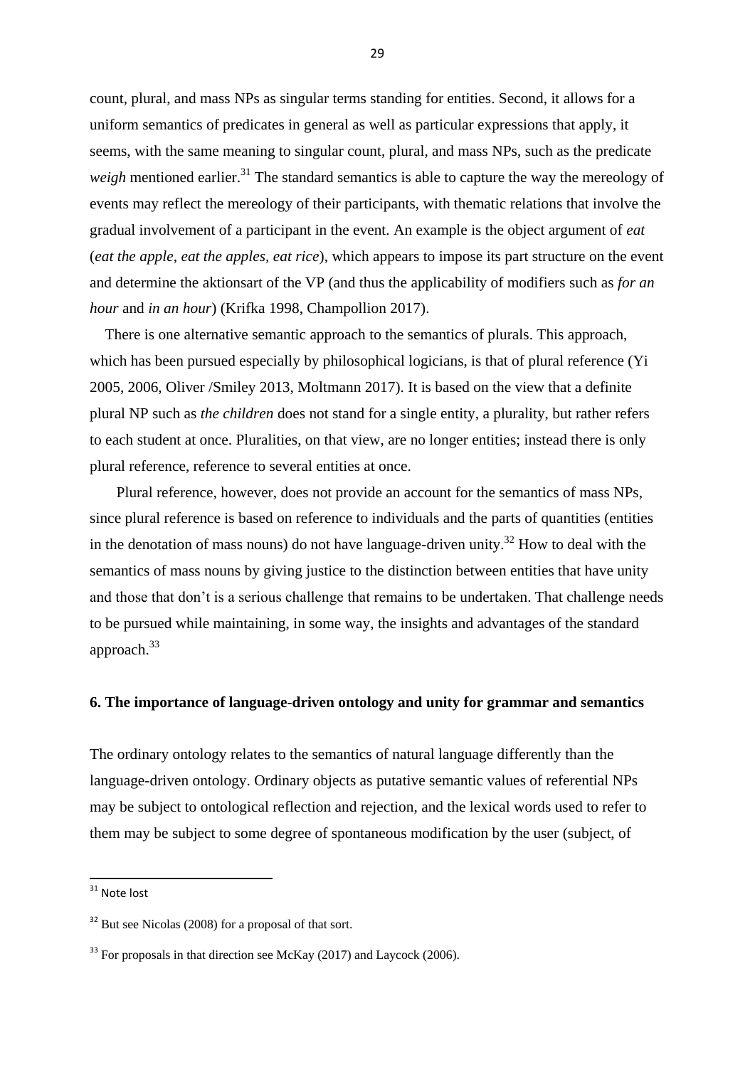count, plural, and mass NPs as singular terms standing for entities. Second, it allows for a uniform semantics of predicates in general as well as particular expressions that apply, it seems, with the same meaning to singular count, plural, and mass NPs, such as the predicate *weigh* mentioned earlier.[31] The standard semantics is able to capture the way the mereology of events may reflect the mereology of their participants, with thematic relations that involve the gradual involvement of a participant in the event. An example is the object argument of *eat* (*eat the apple, eat the apples, eat rice*), which appears to impose its part structure on the event and determine the aktionsart of the VP (and thus the applicability of modifiers such as *for an hour* and *in an hour*) (Krifka 1998, Champollion 2017).

There is one alternative semantic approach to the semantics of plurals. This approach, which has been pursued especially by philosophical logicians, is that of plural reference (Yi 2005, 2006, Oliver /Smiley 2013, Moltmann 2017). It is based on the view that a definite plural NP such as *the children* does not stand for a single entity, a plurality, but rather refers to each student at once. Pluralities, on that view, are no longer entities; instead there is only plural reference, reference to several entities at once.

Plural reference, however, does not provide an account for the semantics of mass NPs, since plural reference is based on reference to individuals and the parts of quantities (entities in the denotation of mass nouns) do not have language-driven unity.[32] How to deal with the semantics of mass nouns by giving justice to the distinction between entities that have unity and those that don't is a serious challenge that remains to be undertaken. That challenge needs to be pursued while maintaining, in some way, the insights and advantages of the standard approach.[33]

## 6. The importance of language-driven ontology and unity for grammar and semantics

The ordinary ontology relates to the semantics of natural language differently than the language-driven ontology. Ordinary objects as putative semantic values of referential NPs may be subject to ontological reflection and rejection, and the lexical words used to refer to them may be subject to some degree of spontaneous modification by the user (subject, of

---

[31] Note lost

[32] But see Nicolas (2008) for a proposal of that sort.

[33] For proposals in that direction see McKay (2017) and Laycock (2006).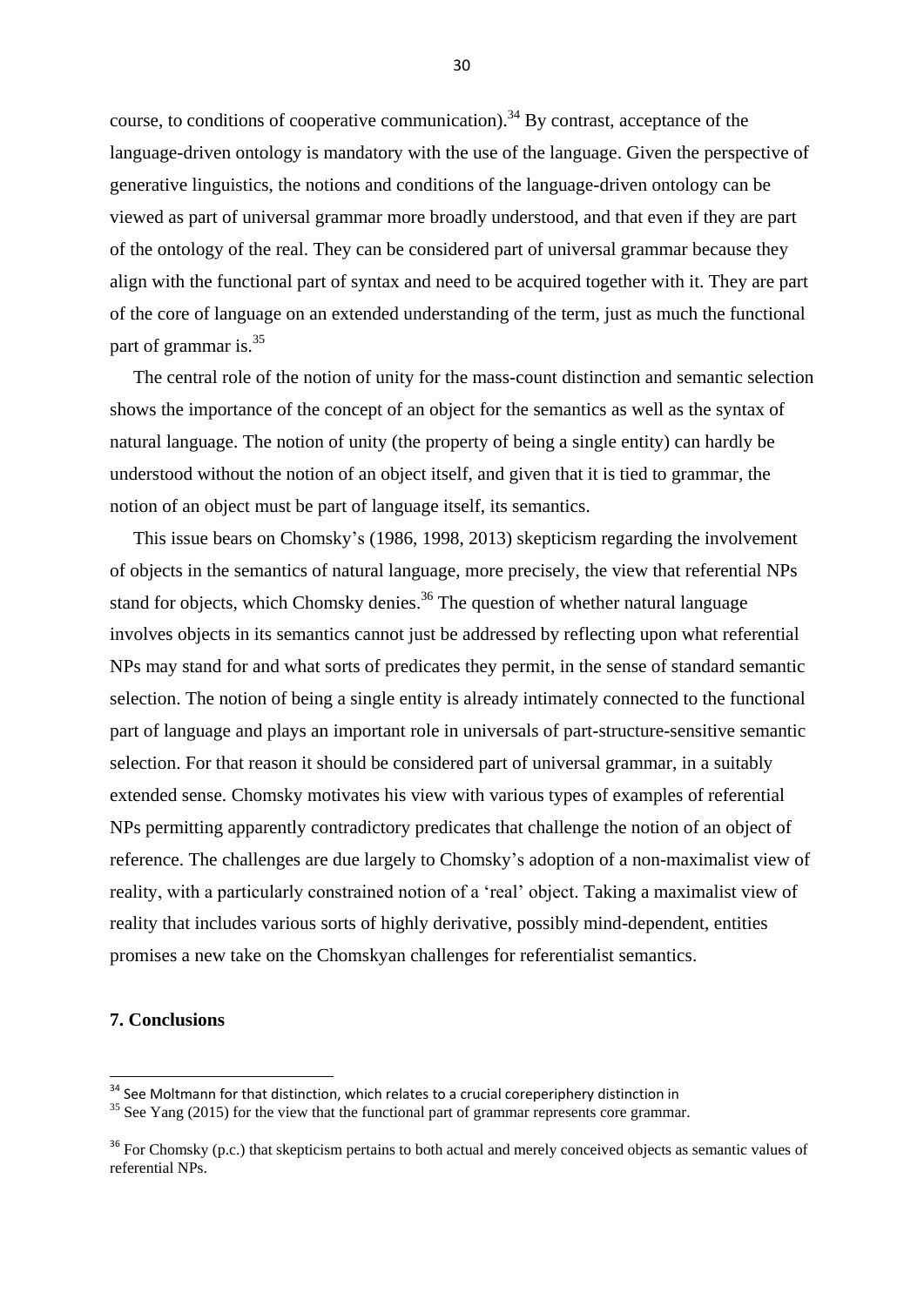course, to conditions of cooperative communication).[34] By contrast, acceptance of the language-driven ontology is mandatory with the use of the language. Given the perspective of generative linguistics, the notions and conditions of the language-driven ontology can be viewed as part of universal grammar more broadly understood, and that even if they are part of the ontology of the real. They can be considered part of universal grammar because they align with the functional part of syntax and need to be acquired together with it. They are part of the core of language on an extended understanding of the term, just as much the functional part of grammar is.[35]

The central role of the notion of unity for the mass-count distinction and semantic selection shows the importance of the concept of an object for the semantics as well as the syntax of natural language. The notion of unity (the property of being a single entity) can hardly be understood without the notion of an object itself, and given that it is tied to grammar, the notion of an object must be part of language itself, its semantics.

This issue bears on Chomsky's (1986, 1998, 2013) skepticism regarding the involvement of objects in the semantics of natural language, more precisely, the view that referential NPs stand for objects, which Chomsky denies.[36] The question of whether natural language involves objects in its semantics cannot just be addressed by reflecting upon what referential NPs may stand for and what sorts of predicates they permit, in the sense of standard semantic selection. The notion of being a single entity is already intimately connected to the functional part of language and plays an important role in universals of part-structure-sensitive semantic selection. For that reason it should be considered part of universal grammar, in a suitably extended sense. Chomsky motivates his view with various types of examples of referential NPs permitting apparently contradictory predicates that challenge the notion of an object of reference. The challenges are due largely to Chomsky's adoption of a non-maximalist view of reality, with a particularly constrained notion of a 'real' object. Taking a maximalist view of reality that includes various sorts of highly derivative, possibly mind-dependent, entities promises a new take on the Chomskyan challenges for referentialist semantics.

## 7. Conclusions

---

[34] See Moltmann for that distinction, which relates to a crucial coreperiphery distinction in

[35] See Yang (2015) for the view that the functional part of grammar represents core grammar.

[36] For Chomsky (p.c.) that skepticism pertains to both actual and merely conceived objects as semantic values of referential NPs.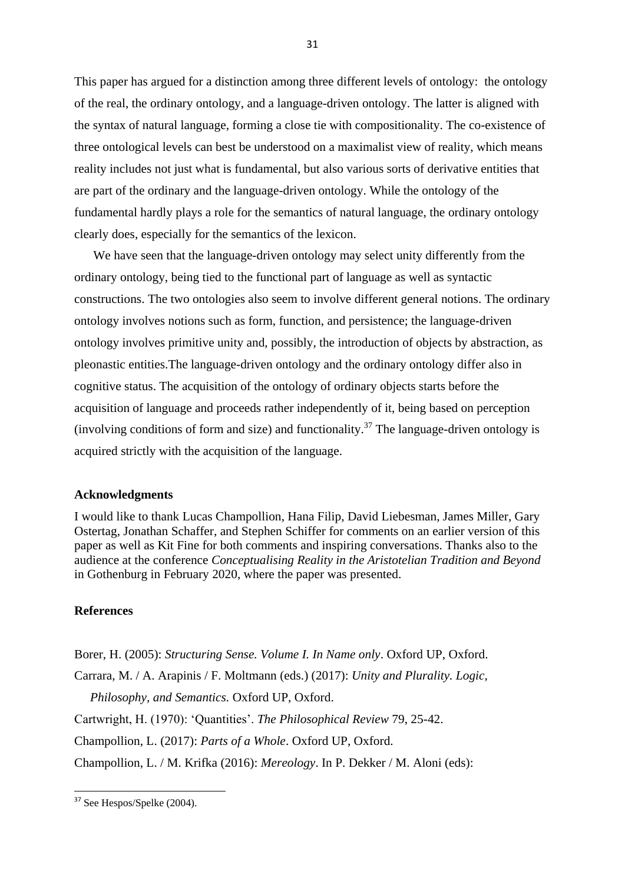This paper has argued for a distinction among three different levels of ontology: the ontology of the real, the ordinary ontology, and a language-driven ontology. The latter is aligned with the syntax of natural language, forming a close tie with compositionality. The co-existence of three ontological levels can best be understood on a maximalist view of reality, which means reality includes not just what is fundamental, but also various sorts of derivative entities that are part of the ordinary and the language-driven ontology. While the ontology of the fundamental hardly plays a role for the semantics of natural language, the ordinary ontology clearly does, especially for the semantics of the lexicon.

We have seen that the language-driven ontology may select unity differently from the ordinary ontology, being tied to the functional part of language as well as syntactic constructions. The two ontologies also seem to involve different general notions. The ordinary ontology involves notions such as form, function, and persistence; the language-driven ontology involves primitive unity and, possibly, the introduction of objects by abstraction, as pleonastic entities.The language-driven ontology and the ordinary ontology differ also in cognitive status. The acquisition of the ontology of ordinary objects starts before the acquisition of language and proceeds rather independently of it, being based on perception (involving conditions of form and size) and functionality.[37] The language-driven ontology is acquired strictly with the acquisition of the language.

**Acknowledgments**

I would like to thank Lucas Champollion, Hana Filip, David Liebesman, James Miller, Gary Ostertag, Jonathan Schaffer, and Stephen Schiffer for comments on an earlier version of this paper as well as Kit Fine for both comments and inspiring conversations. Thanks also to the audience at the conference *Conceptualising Reality in the Aristotelian Tradition and Beyond* in Gothenburg in February 2020, where the paper was presented.

**References**

Borer, H. (2005): *Structuring Sense. Volume I. In Name only*. Oxford UP, Oxford.

Carrara, M. / A. Arapinis / F. Moltmann (eds.) (2017): *Unity and Plurality. Logic, Philosophy, and Semantics.* Oxford UP, Oxford.

Cartwright, H. (1970): 'Quantities'. *The Philosophical Review* 79, 25-42.

Champollion, L. (2017): *Parts of a Whole*. Oxford UP, Oxford.

Champollion, L. / M. Krifka (2016): *Mereology*. In P. Dekker / M. Aloni (eds):

[37] See Hespos/Spelke (2004).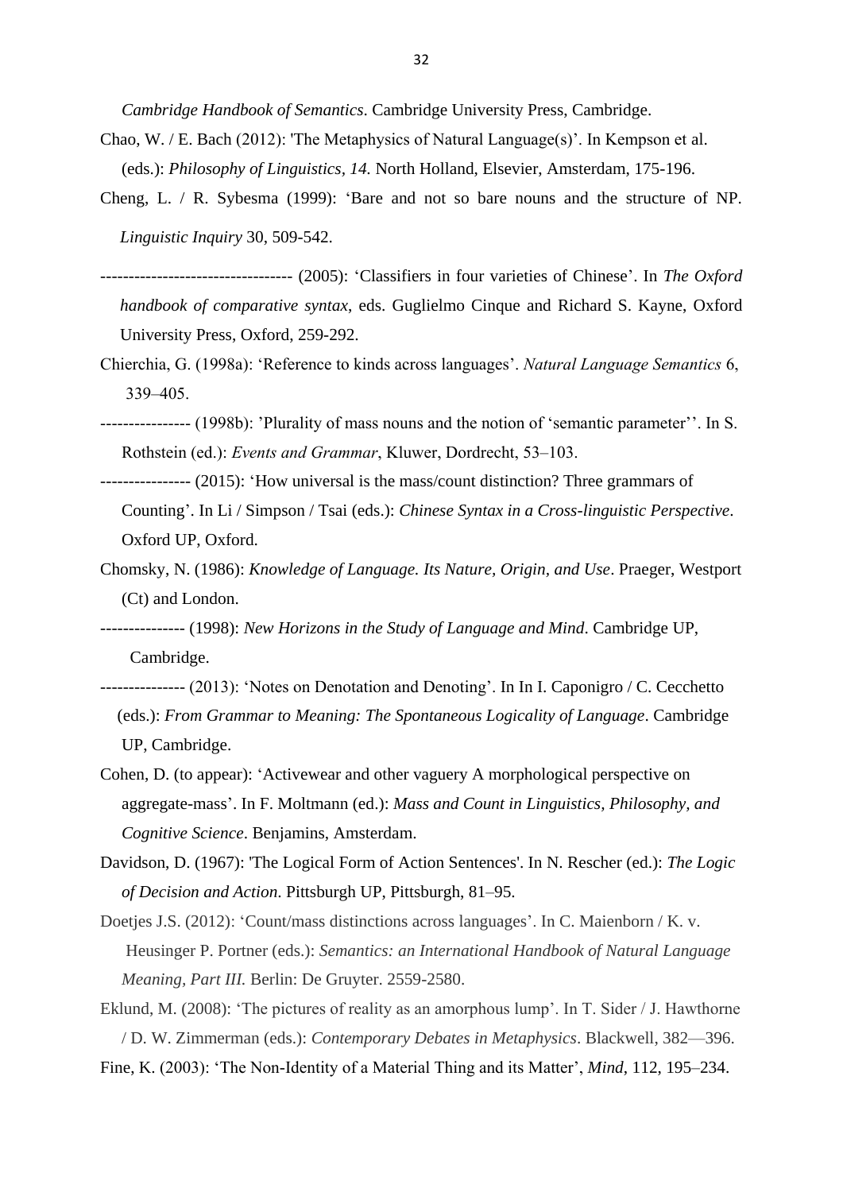*Cambridge Handbook of Semantics*. Cambridge University Press, Cambridge.

Chao, W. / E. Bach (2012): 'The Metaphysics of Natural Language(s)'. In Kempson et al. (eds.): *Philosophy of Linguistics, 14.* North Holland, Elsevier, Amsterdam, 175-196.

Cheng, L. / R. Sybesma (1999): 'Bare and not so bare nouns and the structure of NP. *Linguistic Inquiry* 30, 509-542.

---------------------------------- (2005): 'Classifiers in four varieties of Chinese'. In *The Oxford handbook of comparative syntax*, eds. Guglielmo Cinque and Richard S. Kayne, Oxford University Press, Oxford, 259-292.

Chierchia, G. (1998a): 'Reference to kinds across languages'. *Natural Language Semantics* 6, 339–405.

---------------- (1998b): 'Plurality of mass nouns and the notion of 'semantic parameter''. In S. Rothstein (ed.): *Events and Grammar*, Kluwer, Dordrecht, 53–103.

---------------- (2015): 'How universal is the mass/count distinction? Three grammars of Counting'. In Li / Simpson / Tsai (eds.): *Chinese Syntax in a Cross-linguistic Perspective*. Oxford UP, Oxford.

Chomsky, N. (1986): *Knowledge of Language. Its Nature, Origin, and Use*. Praeger, Westport (Ct) and London.

--------------- (1998): *New Horizons in the Study of Language and Mind*. Cambridge UP, Cambridge.

--------------- (2013): 'Notes on Denotation and Denoting'. In In I. Caponigro / C. Cecchetto (eds.): *From Grammar to Meaning: The Spontaneous Logicality of Language*. Cambridge UP, Cambridge.

Cohen, D. (to appear): 'Activewear and other vaguery A morphological perspective on aggregate-mass'. In F. Moltmann (ed.): *Mass and Count in Linguistics, Philosophy, and Cognitive Science*. Benjamins, Amsterdam.

Davidson, D. (1967): 'The Logical Form of Action Sentences'. In N. Rescher (ed.): *The Logic of Decision and Action*. Pittsburgh UP, Pittsburgh, 81–95.

Doetjes J.S. (2012): 'Count/mass distinctions across languages'. In C. Maienborn / K. v. Heusinger P. Portner (eds.): *Semantics: an International Handbook of Natural Language Meaning, Part III.* Berlin: De Gruyter. 2559-2580.

Eklund, M. (2008): 'The pictures of reality as an amorphous lump'. In T. Sider / J. Hawthorne / D. W. Zimmerman (eds.): *Contemporary Debates in Metaphysics*. Blackwell, 382—396.

Fine, K. (2003): 'The Non-Identity of a Material Thing and its Matter', *Mind*, 112, 195–234.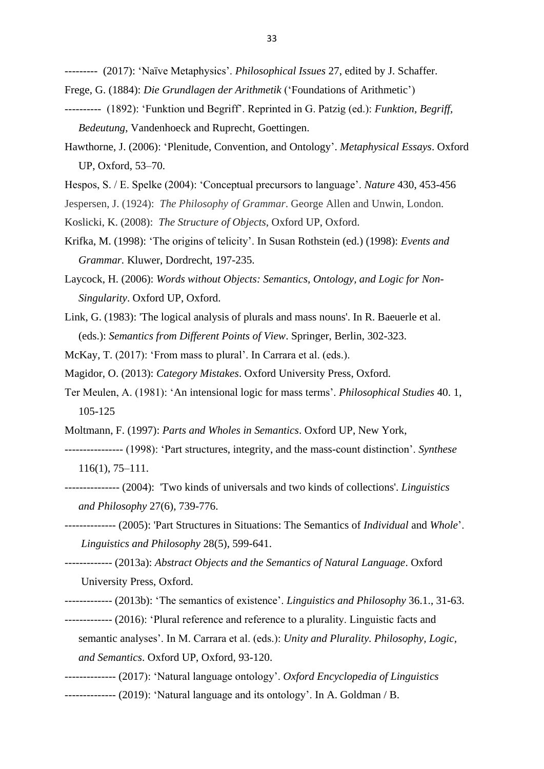--------- (2017): 'Naïve Metaphysics'. *Philosophical Issues* 27, edited by J. Schaffer.

Frege, G. (1884): *Die Grundlagen der Arithmetik* ('Foundations of Arithmetic')

---------- (1892): 'Funktion und Begriff'. Reprinted in G. Patzig (ed.): *Funktion, Begriff, Bedeutung*, Vandenhoeck and Ruprecht, Goettingen.

Hawthorne, J. (2006): 'Plenitude, Convention, and Ontology'. *Metaphysical Essays*. Oxford UP, Oxford, 53–70.

Hespos, S. / E. Spelke (2004): 'Conceptual precursors to language'. *Nature* 430, 453-456

Jespersen, J. (1924): *The Philosophy of Grammar*. George Allen and Unwin, London.

Koslicki, K. (2008): *The Structure of Objects*, Oxford UP, Oxford.

Krifka, M. (1998): 'The origins of telicity'. In Susan Rothstein (ed.) (1998): *Events and Grammar.* Kluwer, Dordrecht, 197-235.

Laycock, H. (2006): *Words without Objects: Semantics, Ontology, and Logic for Non-Singularity*. Oxford UP, Oxford.

Link, G. (1983): 'The logical analysis of plurals and mass nouns'. In R. Baeuerle et al. (eds.): *Semantics from Different Points of View*. Springer, Berlin, 302-323.

McKay, T. (2017): 'From mass to plural'. In Carrara et al. (eds.).

Magidor, O. (2013): *Category Mistakes*. Oxford University Press, Oxford.

Ter Meulen, A. (1981): 'An intensional logic for mass terms'. *Philosophical Studies* 40. 1, 105-125

Moltmann, F. (1997): *Parts and Wholes in Semantics*. Oxford UP, New York,

---------------- (1998): 'Part structures, integrity, and the mass-count distinction'. *Synthese* 116(1), 75–111.

--------------- (2004): 'Two kinds of universals and two kinds of collections'. *Linguistics and Philosophy* 27(6), 739-776.

-------------- (2005): 'Part Structures in Situations: The Semantics of *Individual* and *Whole*'. *Linguistics and Philosophy* 28(5), 599-641.

------------- (2013a): *Abstract Objects and the Semantics of Natural Language*. Oxford University Press, Oxford.

------------- (2013b): 'The semantics of existence'. *Linguistics and Philosophy* 36.1., 31-63.

------------- (2016): 'Plural reference and reference to a plurality. Linguistic facts and semantic analyses'. In M. Carrara et al. (eds.): *Unity and Plurality. Philosophy, Logic, and Semantics*. Oxford UP, Oxford, 93-120.

-------------- (2017): 'Natural language ontology'. *Oxford Encyclopedia of Linguistics*

-------------- (2019): 'Natural language and its ontology'. In A. Goldman / B.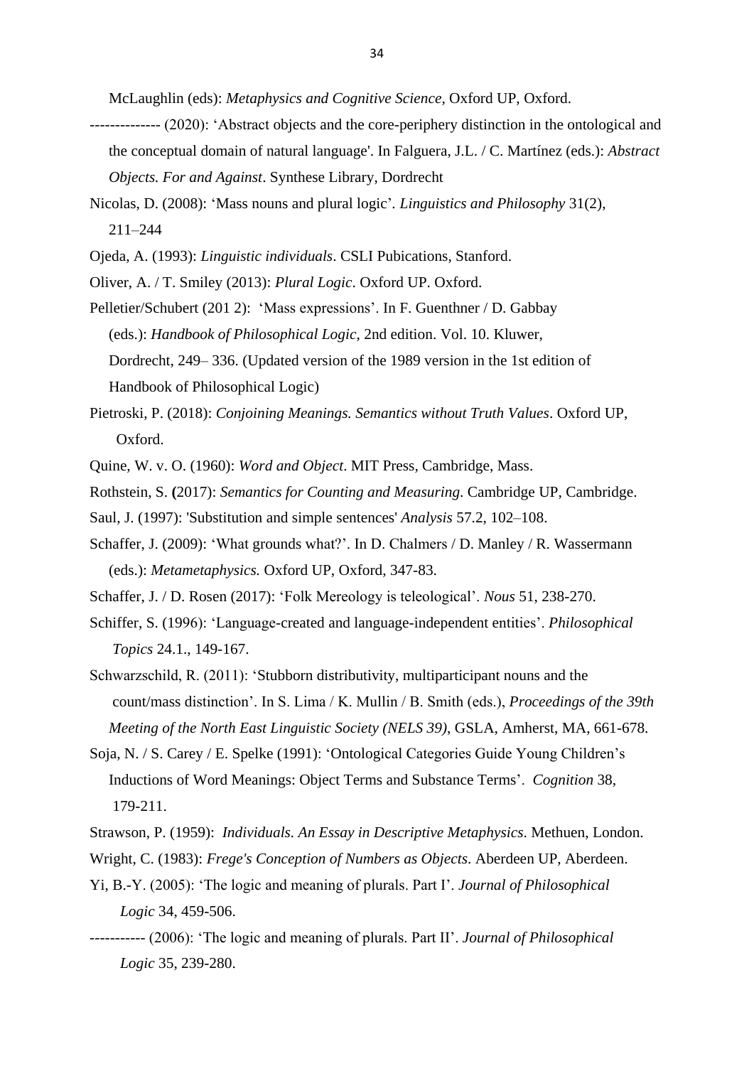McLaughlin (eds): *Metaphysics and Cognitive Science*, Oxford UP, Oxford.

------------- (2020): 'Abstract objects and the core-periphery distinction in the ontological and the conceptual domain of natural language'. In Falguera, J.L. / C. Martínez (eds.): *Abstract Objects. For and Against*. Synthese Library, Dordrecht

Nicolas, D. (2008): 'Mass nouns and plural logic'. *Linguistics and Philosophy* 31(2), 211–244

Ojeda, A. (1993): *Linguistic individuals*. CSLI Pubications, Stanford.

Oliver, A. / T. Smiley (2013): *Plural Logic*. Oxford UP. Oxford.

Pelletier/Schubert (201 2): 'Mass expressions'. In F. Guenthner / D. Gabbay (eds.): *Handbook of Philosophical Logic*, 2nd edition. Vol. 10. Kluwer, Dordrecht, 249– 336. (Updated version of the 1989 version in the 1st edition of Handbook of Philosophical Logic)

Pietroski, P. (2018): *Conjoining Meanings. Semantics without Truth Values*. Oxford UP, Oxford.

Quine, W. v. O. (1960): *Word and Object*. MIT Press, Cambridge, Mass.

Rothstein, S. **(**2017): *Semantics for Counting and Measuring*. Cambridge UP, Cambridge.

Saul, J. (1997): 'Substitution and simple sentences' *Analysis* 57.2, 102–108.

Schaffer, J. (2009): 'What grounds what?'. In D. Chalmers / D. Manley / R. Wassermann (eds.): *Metametaphysics.* Oxford UP, Oxford, 347-83.

Schaffer, J. / D. Rosen (2017): 'Folk Mereology is teleological'. *Nous* 51, 238-270.

Schiffer, S. (1996): 'Language-created and language-independent entities'. *Philosophical Topics* 24.1., 149-167.

Schwarzschild, R. (2011): 'Stubborn distributivity, multiparticipant nouns and the count/mass distinction'. In S. Lima / K. Mullin / B. Smith (eds.), *Proceedings of the 39th Meeting of the North East Linguistic Society (NELS 39)*, GSLA, Amherst, MA, 661-678.

Soja, N. / S. Carey / E. Spelke (1991): 'Ontological Categories Guide Young Children's Inductions of Word Meanings: Object Terms and Substance Terms'. *Cognition* 38, 179-211.

Strawson, P. (1959): *Individuals. An Essay in Descriptive Metaphysics*. Methuen, London.

Wright, C. (1983): *Frege's Conception of Numbers as Objects*. Aberdeen UP, Aberdeen.

Yi, B.-Y. (2005): 'The logic and meaning of plurals. Part I'. *Journal of Philosophical Logic* 34, 459-506.

----------- (2006): 'The logic and meaning of plurals. Part II'. *Journal of Philosophical Logic* 35, 239-280.